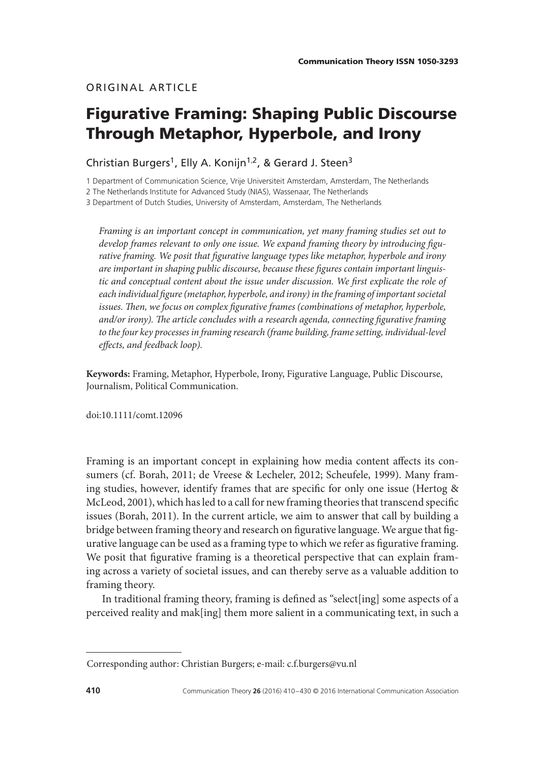ORIGINAL ARTICLE

# Figurative Framing: Shaping Public Discourse Through Metaphor, Hyperbole, and Irony

Christian Burgers[1], Elly A. Konijn[1,2], & Gerard J. Steen[3]

1 Department of Communication Science, Vrije Universiteit Amsterdam, Amsterdam, The Netherlands
2 The Netherlands Institute for Advanced Study (NIAS), Wassenaar, The Netherlands
3 Department of Dutch Studies, University of Amsterdam, Amsterdam, The Netherlands

*Framing is an important concept in communication, yet many framing studies set out to develop frames relevant to only one issue. We expand framing theory by introducing figurative framing. We posit that figurative language types like metaphor, hyperbole and irony are important in shaping public discourse, because these figures contain important linguistic and conceptual content about the issue under discussion. We first explicate the role of each individual figure (metaphor, hyperbole, and irony) in the framing of important societal issues. Then, we focus on complex figurative frames (combinations of metaphor, hyperbole, and/or irony). The article concludes with a research agenda, connecting figurative framing to the four key processes in framing research (frame building, frame setting, individual-level effects, and feedback loop).*

**Keywords:** Framing, Metaphor, Hyperbole, Irony, Figurative Language, Public Discourse, Journalism, Political Communication.

doi:10.1111/comt.12096

Framing is an important concept in explaining how media content affects its consumers (cf. Borah, 2011; de Vreese & Lecheler, 2012; Scheufele, 1999). Many framing studies, however, identify frames that are specific for only one issue (Hertog & McLeod, 2001), which has led to a call for new framing theories that transcend specific issues (Borah, 2011). In the current article, we aim to answer that call by building a bridge between framing theory and research on figurative language. We argue that figurative language can be used as a framing type to which we refer as figurative framing. We posit that figurative framing is a theoretical perspective that can explain framing across a variety of societal issues, and can thereby serve as a valuable addition to framing theory.

In traditional framing theory, framing is defined as "select[ing] some aspects of a perceived reality and mak[ing] them more salient in a communicating text, in such a

Corresponding author: Christian Burgers; e-mail: c.f.burgers@vu.nl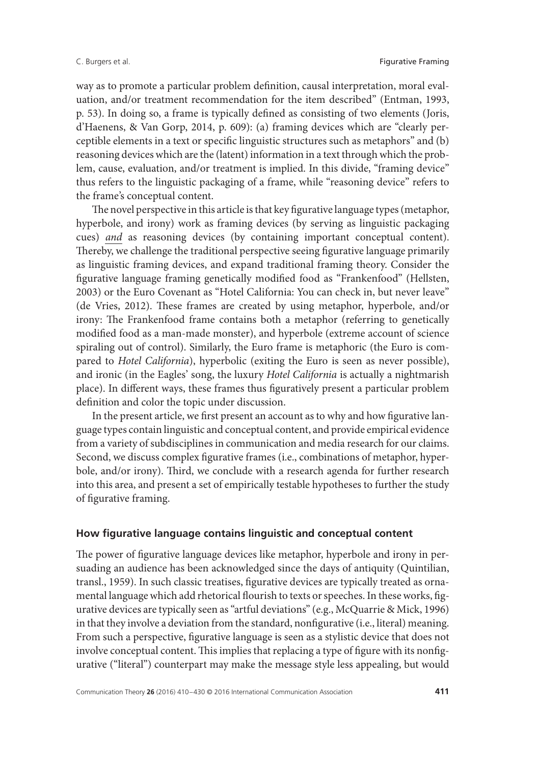way as to promote a particular problem definition, causal interpretation, moral evaluation, and/or treatment recommendation for the item described" (Entman, 1993, p. 53). In doing so, a frame is typically defined as consisting of two elements (Joris, d'Haenens, & Van Gorp, 2014, p. 609): (a) framing devices which are "clearly perceptible elements in a text or specific linguistic structures such as metaphors" and (b) reasoning devices which are the (latent) information in a text through which the problem, cause, evaluation, and/or treatment is implied. In this divide, "framing device" thus refers to the linguistic packaging of a frame, while "reasoning device" refers to the frame's conceptual content.

The novel perspective in this article is that key figurative language types (metaphor, hyperbole, and irony) work as framing devices (by serving as linguistic packaging cues) *and* as reasoning devices (by containing important conceptual content). Thereby, we challenge the traditional perspective seeing figurative language primarily as linguistic framing devices, and expand traditional framing theory. Consider the figurative language framing genetically modified food as "Frankenfood" (Hellsten, 2003) or the Euro Covenant as "Hotel California: You can check in, but never leave" (de Vries, 2012). These frames are created by using metaphor, hyperbole, and/or irony: The Frankenfood frame contains both a metaphor (referring to genetically modified food as a man-made monster), and hyperbole (extreme account of science spiraling out of control). Similarly, the Euro frame is metaphoric (the Euro is compared to *Hotel California*), hyperbolic (exiting the Euro is seen as never possible), and ironic (in the Eagles' song, the luxury *Hotel California* is actually a nightmarish place). In different ways, these frames thus figuratively present a particular problem definition and color the topic under discussion.

In the present article, we first present an account as to why and how figurative language types contain linguistic and conceptual content, and provide empirical evidence from a variety of subdisciplines in communication and media research for our claims. Second, we discuss complex figurative frames (i.e., combinations of metaphor, hyperbole, and/or irony). Third, we conclude with a research agenda for further research into this area, and present a set of empirically testable hypotheses to further the study of figurative framing.

## How figurative language contains linguistic and conceptual content

The power of figurative language devices like metaphor, hyperbole and irony in persuading an audience has been acknowledged since the days of antiquity (Quintilian, transl., 1959). In such classic treatises, figurative devices are typically treated as ornamental language which add rhetorical flourish to texts or speeches. In these works, figurative devices are typically seen as "artful deviations" (e.g., McQuarrie & Mick, 1996) in that they involve a deviation from the standard, nonfigurative (i.e., literal) meaning. From such a perspective, figurative language is seen as a stylistic device that does not involve conceptual content. This implies that replacing a type of figure with its nonfigurative ("literal") counterpart may make the message style less appealing, but would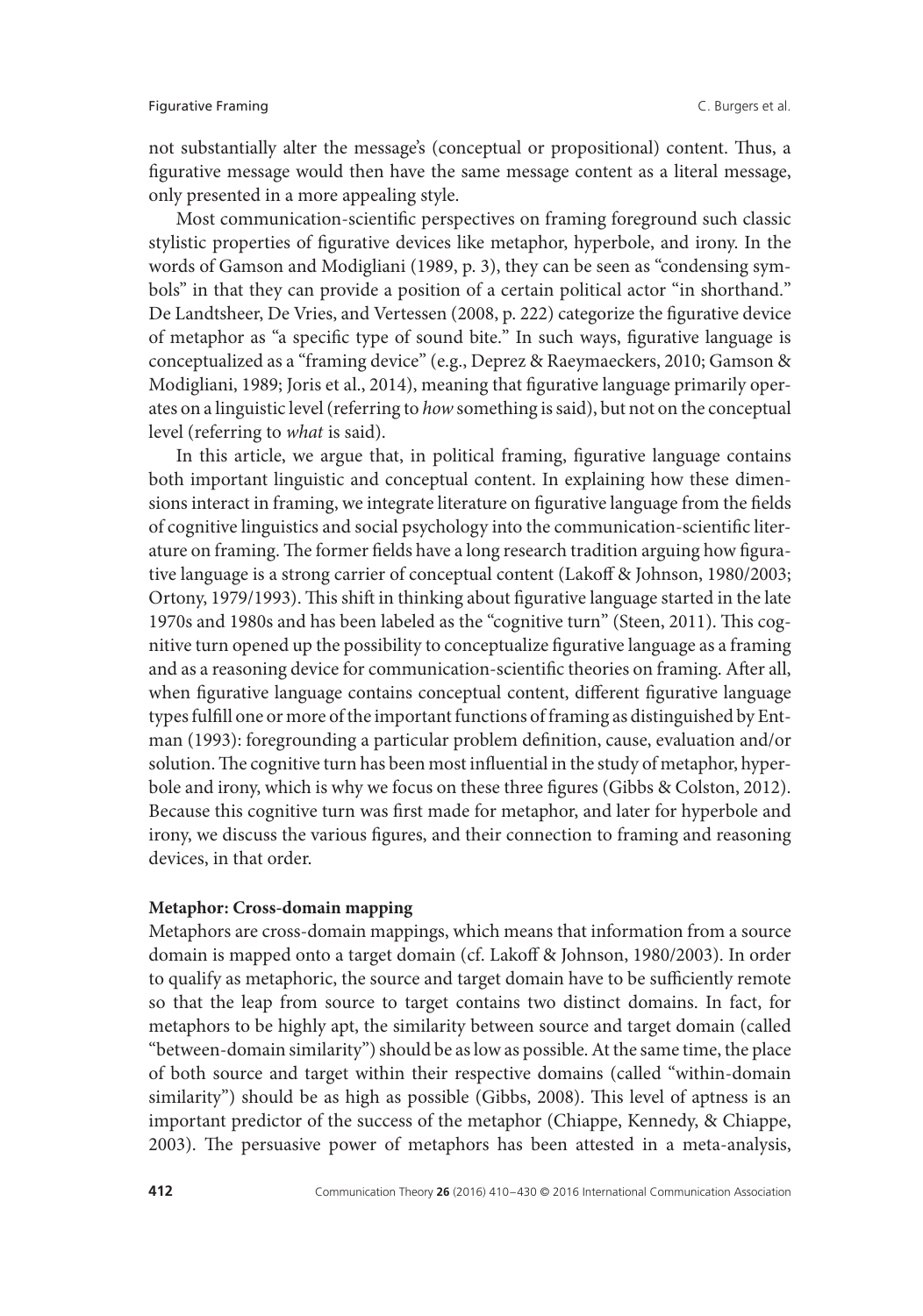not substantially alter the message's (conceptual or propositional) content. Thus, a figurative message would then have the same message content as a literal message, only presented in a more appealing style.

Most communication-scientific perspectives on framing foreground such classic stylistic properties of figurative devices like metaphor, hyperbole, and irony. In the words of Gamson and Modigliani (1989, p. 3), they can be seen as "condensing symbols" in that they can provide a position of a certain political actor "in shorthand." De Landtsheer, De Vries, and Vertessen (2008, p. 222) categorize the figurative device of metaphor as "a specific type of sound bite." In such ways, figurative language is conceptualized as a "framing device" (e.g., Deprez & Raeymaeckers, 2010; Gamson & Modigliani, 1989; Joris et al., 2014), meaning that figurative language primarily operates on a linguistic level (referring to *how* something is said), but not on the conceptual level (referring to *what* is said).

In this article, we argue that, in political framing, figurative language contains both important linguistic and conceptual content. In explaining how these dimensions interact in framing, we integrate literature on figurative language from the fields of cognitive linguistics and social psychology into the communication-scientific literature on framing. The former fields have a long research tradition arguing how figurative language is a strong carrier of conceptual content (Lakoff & Johnson, 1980/2003; Ortony, 1979/1993). This shift in thinking about figurative language started in the late 1970s and 1980s and has been labeled as the "cognitive turn" (Steen, 2011). This cognitive turn opened up the possibility to conceptualize figurative language as a framing and as a reasoning device for communication-scientific theories on framing. After all, when figurative language contains conceptual content, different figurative language types fulfill one or more of the important functions of framing as distinguished by Entman (1993): foregrounding a particular problem definition, cause, evaluation and/or solution. The cognitive turn has been most influential in the study of metaphor, hyperbole and irony, which is why we focus on these three figures (Gibbs & Colston, 2012). Because this cognitive turn was first made for metaphor, and later for hyperbole and irony, we discuss the various figures, and their connection to framing and reasoning devices, in that order.

**Metaphor: Cross-domain mapping**

Metaphors are cross-domain mappings, which means that information from a source domain is mapped onto a target domain (cf. Lakoff & Johnson, 1980/2003). In order to qualify as metaphoric, the source and target domain have to be sufficiently remote so that the leap from source to target contains two distinct domains. In fact, for metaphors to be highly apt, the similarity between source and target domain (called "between-domain similarity") should be as low as possible. At the same time, the place of both source and target within their respective domains (called "within-domain similarity") should be as high as possible (Gibbs, 2008). This level of aptness is an important predictor of the success of the metaphor (Chiappe, Kennedy, & Chiappe, 2003). The persuasive power of metaphors has been attested in a meta-analysis,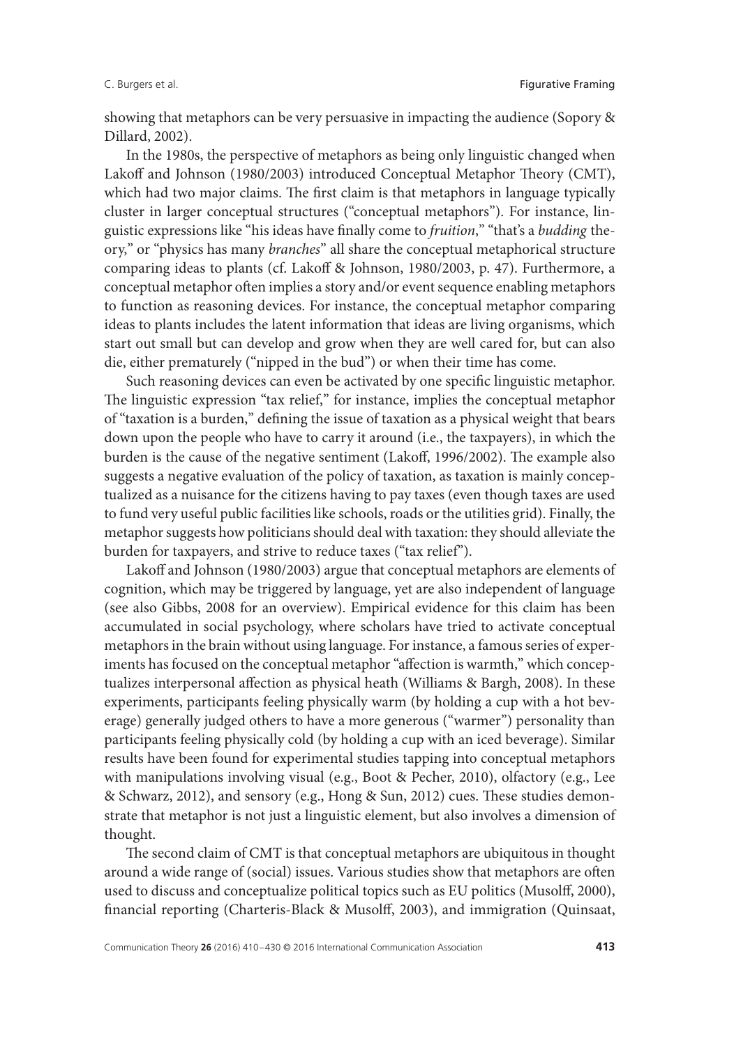showing that metaphors can be very persuasive in impacting the audience (Sopory & Dillard, 2002).

In the 1980s, the perspective of metaphors as being only linguistic changed when Lakoff and Johnson (1980/2003) introduced Conceptual Metaphor Theory (CMT), which had two major claims. The first claim is that metaphors in language typically cluster in larger conceptual structures ("conceptual metaphors"). For instance, linguistic expressions like "his ideas have finally come to *fruition*," "that's a *budding* theory," or "physics has many *branches*" all share the conceptual metaphorical structure comparing ideas to plants (cf. Lakoff & Johnson, 1980/2003, p. 47). Furthermore, a conceptual metaphor often implies a story and/or event sequence enabling metaphors to function as reasoning devices. For instance, the conceptual metaphor comparing ideas to plants includes the latent information that ideas are living organisms, which start out small but can develop and grow when they are well cared for, but can also die, either prematurely ("nipped in the bud") or when their time has come.

Such reasoning devices can even be activated by one specific linguistic metaphor. The linguistic expression "tax relief," for instance, implies the conceptual metaphor of "taxation is a burden," defining the issue of taxation as a physical weight that bears down upon the people who have to carry it around (i.e., the taxpayers), in which the burden is the cause of the negative sentiment (Lakoff, 1996/2002). The example also suggests a negative evaluation of the policy of taxation, as taxation is mainly conceptualized as a nuisance for the citizens having to pay taxes (even though taxes are used to fund very useful public facilities like schools, roads or the utilities grid). Finally, the metaphor suggests how politicians should deal with taxation: they should alleviate the burden for taxpayers, and strive to reduce taxes ("tax relief").

Lakoff and Johnson (1980/2003) argue that conceptual metaphors are elements of cognition, which may be triggered by language, yet are also independent of language (see also Gibbs, 2008 for an overview). Empirical evidence for this claim has been accumulated in social psychology, where scholars have tried to activate conceptual metaphors in the brain without using language. For instance, a famous series of experiments has focused on the conceptual metaphor "affection is warmth," which conceptualizes interpersonal affection as physical heath (Williams & Bargh, 2008). In these experiments, participants feeling physically warm (by holding a cup with a hot beverage) generally judged others to have a more generous ("warmer") personality than participants feeling physically cold (by holding a cup with an iced beverage). Similar results have been found for experimental studies tapping into conceptual metaphors with manipulations involving visual (e.g., Boot & Pecher, 2010), olfactory (e.g., Lee & Schwarz, 2012), and sensory (e.g., Hong & Sun, 2012) cues. These studies demonstrate that metaphor is not just a linguistic element, but also involves a dimension of thought.

The second claim of CMT is that conceptual metaphors are ubiquitous in thought around a wide range of (social) issues. Various studies show that metaphors are often used to discuss and conceptualize political topics such as EU politics (Musolff, 2000), financial reporting (Charteris-Black & Musolff, 2003), and immigration (Quinsaat,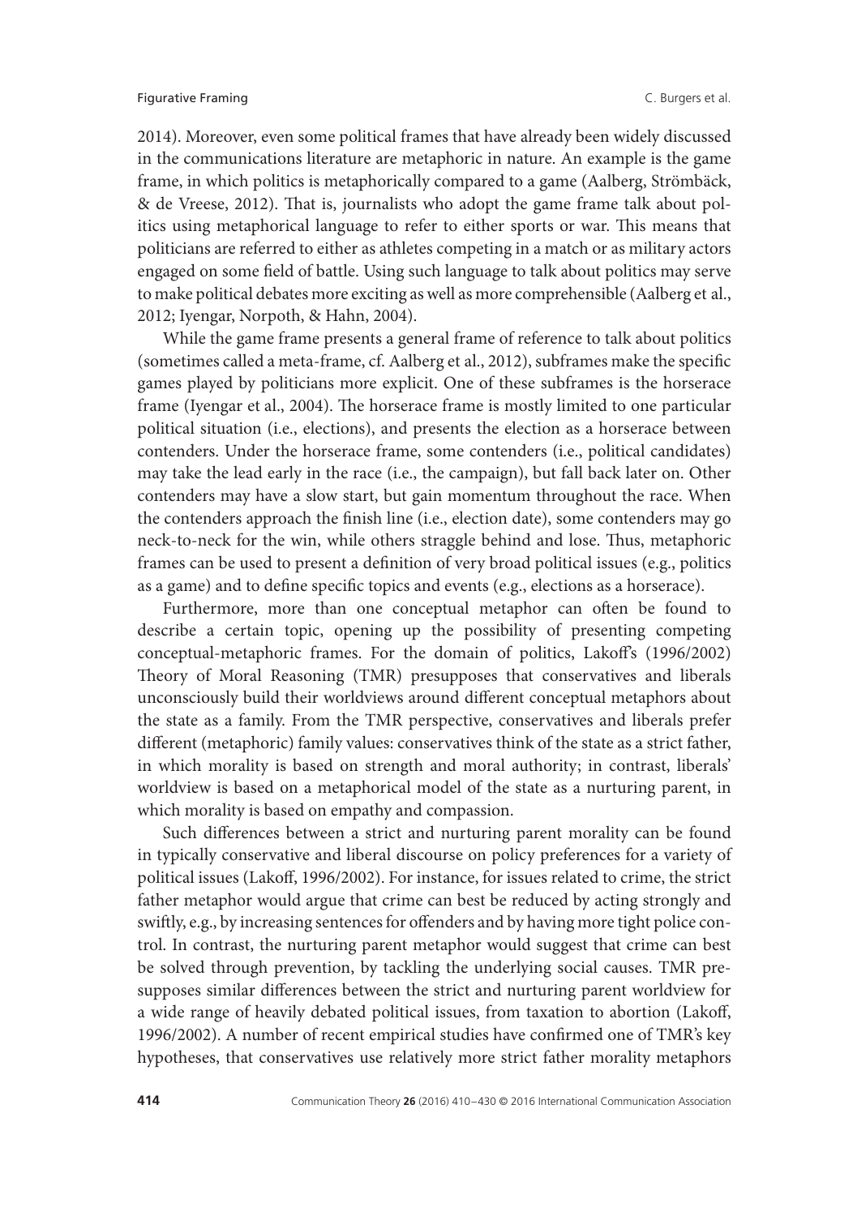2014). Moreover, even some political frames that have already been widely discussed in the communications literature are metaphoric in nature. An example is the game frame, in which politics is metaphorically compared to a game (Aalberg, Strömbäck, & de Vreese, 2012). That is, journalists who adopt the game frame talk about politics using metaphorical language to refer to either sports or war. This means that politicians are referred to either as athletes competing in a match or as military actors engaged on some field of battle. Using such language to talk about politics may serve to make political debates more exciting as well as more comprehensible (Aalberg et al., 2012; Iyengar, Norpoth, & Hahn, 2004).

While the game frame presents a general frame of reference to talk about politics (sometimes called a meta-frame, cf. Aalberg et al., 2012), subframes make the specific games played by politicians more explicit. One of these subframes is the horserace frame (Iyengar et al., 2004). The horserace frame is mostly limited to one particular political situation (i.e., elections), and presents the election as a horserace between contenders. Under the horserace frame, some contenders (i.e., political candidates) may take the lead early in the race (i.e., the campaign), but fall back later on. Other contenders may have a slow start, but gain momentum throughout the race. When the contenders approach the finish line (i.e., election date), some contenders may go neck-to-neck for the win, while others straggle behind and lose. Thus, metaphoric frames can be used to present a definition of very broad political issues (e.g., politics as a game) and to define specific topics and events (e.g., elections as a horserace).

Furthermore, more than one conceptual metaphor can often be found to describe a certain topic, opening up the possibility of presenting competing conceptual-metaphoric frames. For the domain of politics, Lakoff's (1996/2002) Theory of Moral Reasoning (TMR) presupposes that conservatives and liberals unconsciously build their worldviews around different conceptual metaphors about the state as a family. From the TMR perspective, conservatives and liberals prefer different (metaphoric) family values: conservatives think of the state as a strict father, in which morality is based on strength and moral authority; in contrast, liberals' worldview is based on a metaphorical model of the state as a nurturing parent, in which morality is based on empathy and compassion.

Such differences between a strict and nurturing parent morality can be found in typically conservative and liberal discourse on policy preferences for a variety of political issues (Lakoff, 1996/2002). For instance, for issues related to crime, the strict father metaphor would argue that crime can best be reduced by acting strongly and swiftly, e.g., by increasing sentences for offenders and by having more tight police control. In contrast, the nurturing parent metaphor would suggest that crime can best be solved through prevention, by tackling the underlying social causes. TMR presupposes similar differences between the strict and nurturing parent worldview for a wide range of heavily debated political issues, from taxation to abortion (Lakoff, 1996/2002). A number of recent empirical studies have confirmed one of TMR's key hypotheses, that conservatives use relatively more strict father morality metaphors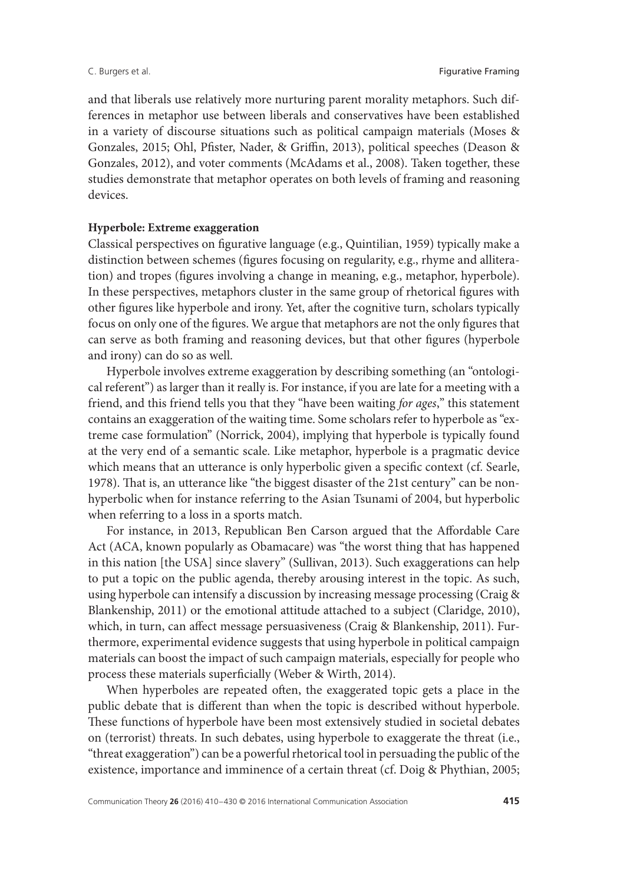and that liberals use relatively more nurturing parent morality metaphors. Such differences in metaphor use between liberals and conservatives have been established in a variety of discourse situations such as political campaign materials (Moses & Gonzales, 2015; Ohl, Pfister, Nader, & Griffin, 2013), political speeches (Deason & Gonzales, 2012), and voter comments (McAdams et al., 2008). Taken together, these studies demonstrate that metaphor operates on both levels of framing and reasoning devices.

**Hyperbole: Extreme exaggeration**

Classical perspectives on figurative language (e.g., Quintilian, 1959) typically make a distinction between schemes (figures focusing on regularity, e.g., rhyme and alliteration) and tropes (figures involving a change in meaning, e.g., metaphor, hyperbole). In these perspectives, metaphors cluster in the same group of rhetorical figures with other figures like hyperbole and irony. Yet, after the cognitive turn, scholars typically focus on only one of the figures. We argue that metaphors are not the only figures that can serve as both framing and reasoning devices, but that other figures (hyperbole and irony) can do so as well.

Hyperbole involves extreme exaggeration by describing something (an "ontological referent") as larger than it really is. For instance, if you are late for a meeting with a friend, and this friend tells you that they "have been waiting *for ages*," this statement contains an exaggeration of the waiting time. Some scholars refer to hyperbole as "extreme case formulation" (Norrick, 2004), implying that hyperbole is typically found at the very end of a semantic scale. Like metaphor, hyperbole is a pragmatic device which means that an utterance is only hyperbolic given a specific context (cf. Searle, 1978). That is, an utterance like "the biggest disaster of the 21st century" can be nonhyperbolic when for instance referring to the Asian Tsunami of 2004, but hyperbolic when referring to a loss in a sports match.

For instance, in 2013, Republican Ben Carson argued that the Affordable Care Act (ACA, known popularly as Obamacare) was "the worst thing that has happened in this nation [the USA] since slavery" (Sullivan, 2013). Such exaggerations can help to put a topic on the public agenda, thereby arousing interest in the topic. As such, using hyperbole can intensify a discussion by increasing message processing (Craig & Blankenship, 2011) or the emotional attitude attached to a subject (Claridge, 2010), which, in turn, can affect message persuasiveness (Craig & Blankenship, 2011). Furthermore, experimental evidence suggests that using hyperbole in political campaign materials can boost the impact of such campaign materials, especially for people who process these materials superficially (Weber & Wirth, 2014).

When hyperboles are repeated often, the exaggerated topic gets a place in the public debate that is different than when the topic is described without hyperbole. These functions of hyperbole have been most extensively studied in societal debates on (terrorist) threats. In such debates, using hyperbole to exaggerate the threat (i.e., "threat exaggeration") can be a powerful rhetorical tool in persuading the public of the existence, importance and imminence of a certain threat (cf. Doig & Phythian, 2005;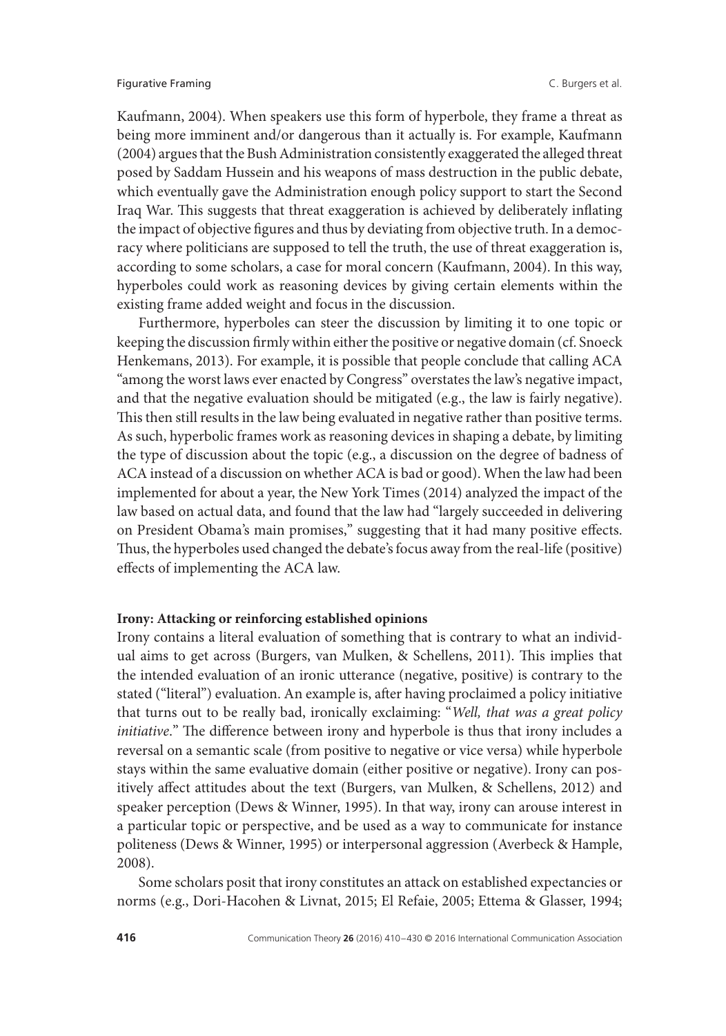Kaufmann, 2004). When speakers use this form of hyperbole, they frame a threat as being more imminent and/or dangerous than it actually is. For example, Kaufmann (2004) argues that the Bush Administration consistently exaggerated the alleged threat posed by Saddam Hussein and his weapons of mass destruction in the public debate, which eventually gave the Administration enough policy support to start the Second Iraq War. This suggests that threat exaggeration is achieved by deliberately inflating the impact of objective figures and thus by deviating from objective truth. In a democracy where politicians are supposed to tell the truth, the use of threat exaggeration is, according to some scholars, a case for moral concern (Kaufmann, 2004). In this way, hyperboles could work as reasoning devices by giving certain elements within the existing frame added weight and focus in the discussion.

Furthermore, hyperboles can steer the discussion by limiting it to one topic or keeping the discussion firmly within either the positive or negative domain (cf. Snoeck Henkemans, 2013). For example, it is possible that people conclude that calling ACA "among the worst laws ever enacted by Congress" overstates the law's negative impact, and that the negative evaluation should be mitigated (e.g., the law is fairly negative). This then still results in the law being evaluated in negative rather than positive terms. As such, hyperbolic frames work as reasoning devices in shaping a debate, by limiting the type of discussion about the topic (e.g., a discussion on the degree of badness of ACA instead of a discussion on whether ACA is bad or good). When the law had been implemented for about a year, the New York Times (2014) analyzed the impact of the law based on actual data, and found that the law had "largely succeeded in delivering on President Obama's main promises," suggesting that it had many positive effects. Thus, the hyperboles used changed the debate's focus away from the real-life (positive) effects of implementing the ACA law.

**Irony: Attacking or reinforcing established opinions**

Irony contains a literal evaluation of something that is contrary to what an individual aims to get across (Burgers, van Mulken, & Schellens, 2011). This implies that the intended evaluation of an ironic utterance (negative, positive) is contrary to the stated ("literal") evaluation. An example is, after having proclaimed a policy initiative that turns out to be really bad, ironically exclaiming: "*Well, that was a great policy initiative*." The difference between irony and hyperbole is thus that irony includes a reversal on a semantic scale (from positive to negative or vice versa) while hyperbole stays within the same evaluative domain (either positive or negative). Irony can positively affect attitudes about the text (Burgers, van Mulken, & Schellens, 2012) and speaker perception (Dews & Winner, 1995). In that way, irony can arouse interest in a particular topic or perspective, and be used as a way to communicate for instance politeness (Dews & Winner, 1995) or interpersonal aggression (Averbeck & Hample, 2008).

Some scholars posit that irony constitutes an attack on established expectancies or norms (e.g., Dori-Hacohen & Livnat, 2015; El Refaie, 2005; Ettema & Glasser, 1994;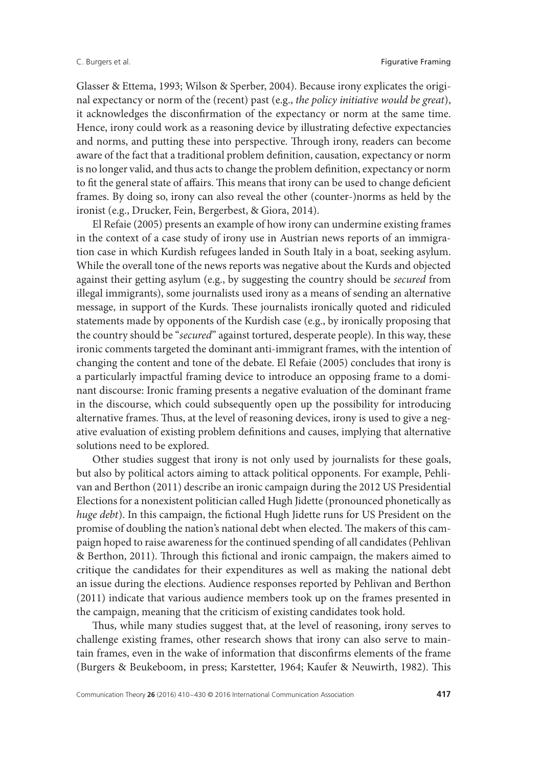Glasser & Ettema, 1993; Wilson & Sperber, 2004). Because irony explicates the original expectancy or norm of the (recent) past (e.g., *the policy initiative would be great*), it acknowledges the disconfirmation of the expectancy or norm at the same time. Hence, irony could work as a reasoning device by illustrating defective expectancies and norms, and putting these into perspective. Through irony, readers can become aware of the fact that a traditional problem definition, causation, expectancy or norm is no longer valid, and thus acts to change the problem definition, expectancy or norm to fit the general state of affairs. This means that irony can be used to change deficient frames. By doing so, irony can also reveal the other (counter-)norms as held by the ironist (e.g., Drucker, Fein, Bergerbest, & Giora, 2014).

El Refaie (2005) presents an example of how irony can undermine existing frames in the context of a case study of irony use in Austrian news reports of an immigration case in which Kurdish refugees landed in South Italy in a boat, seeking asylum. While the overall tone of the news reports was negative about the Kurds and objected against their getting asylum (e.g., by suggesting the country should be *secured* from illegal immigrants), some journalists used irony as a means of sending an alternative message, in support of the Kurds. These journalists ironically quoted and ridiculed statements made by opponents of the Kurdish case (e.g., by ironically proposing that the country should be "*secured*" against tortured, desperate people). In this way, these ironic comments targeted the dominant anti-immigrant frames, with the intention of changing the content and tone of the debate. El Refaie (2005) concludes that irony is a particularly impactful framing device to introduce an opposing frame to a dominant discourse: Ironic framing presents a negative evaluation of the dominant frame in the discourse, which could subsequently open up the possibility for introducing alternative frames. Thus, at the level of reasoning devices, irony is used to give a negative evaluation of existing problem definitions and causes, implying that alternative solutions need to be explored.

Other studies suggest that irony is not only used by journalists for these goals, but also by political actors aiming to attack political opponents. For example, Pehlivan and Berthon (2011) describe an ironic campaign during the 2012 US Presidential Elections for a nonexistent politician called Hugh Jidette (pronounced phonetically as *huge debt*). In this campaign, the fictional Hugh Jidette runs for US President on the promise of doubling the nation's national debt when elected. The makers of this campaign hoped to raise awareness for the continued spending of all candidates (Pehlivan & Berthon, 2011). Through this fictional and ironic campaign, the makers aimed to critique the candidates for their expenditures as well as making the national debt an issue during the elections. Audience responses reported by Pehlivan and Berthon (2011) indicate that various audience members took up on the frames presented in the campaign, meaning that the criticism of existing candidates took hold.

Thus, while many studies suggest that, at the level of reasoning, irony serves to challenge existing frames, other research shows that irony can also serve to maintain frames, even in the wake of information that disconfirms elements of the frame (Burgers & Beukeboom, in press; Karstetter, 1964; Kaufer & Neuwirth, 1982). This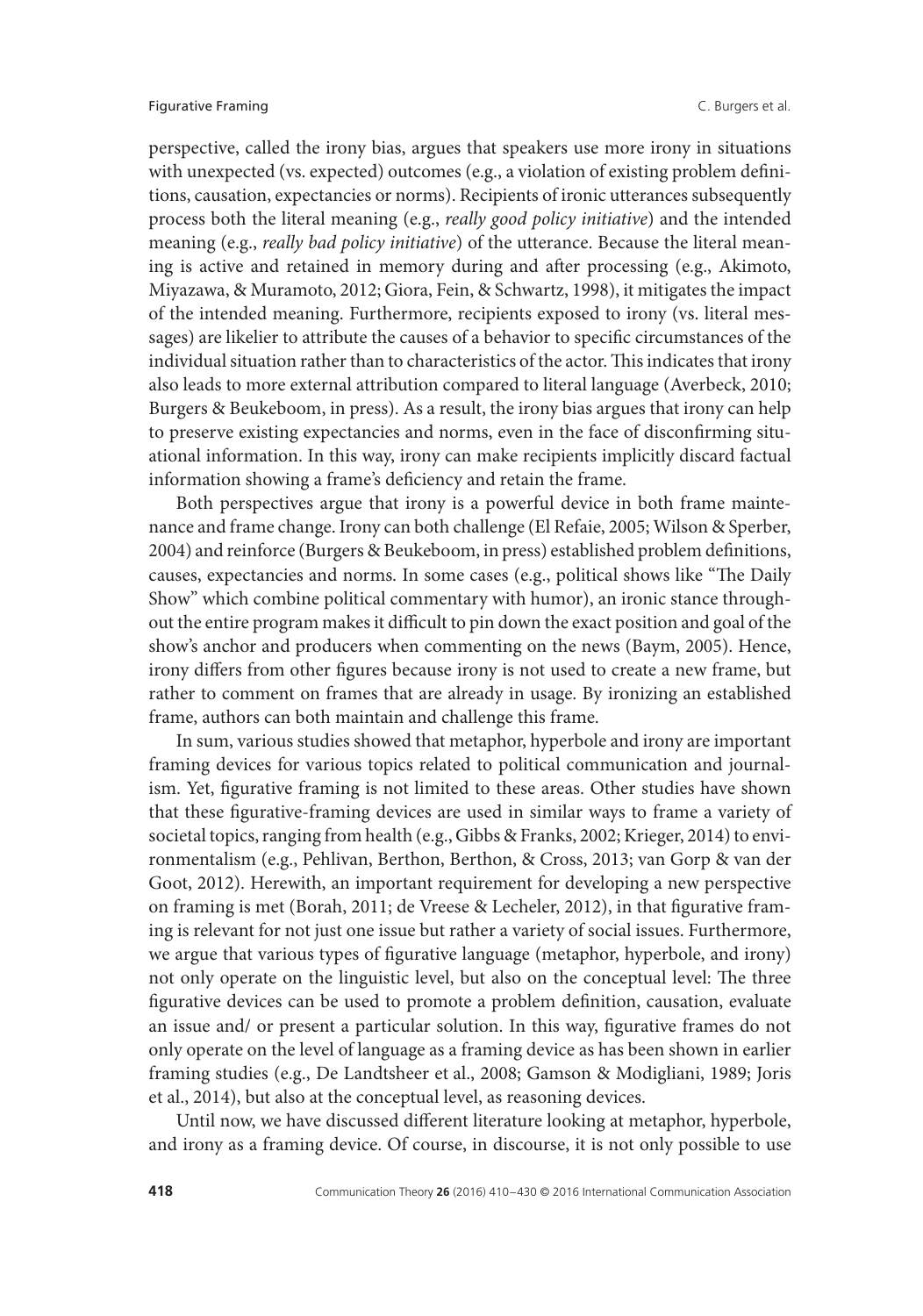perspective, called the irony bias, argues that speakers use more irony in situations with unexpected (vs. expected) outcomes (e.g., a violation of existing problem definitions, causation, expectancies or norms). Recipients of ironic utterances subsequently process both the literal meaning (e.g., *really good policy initiative*) and the intended meaning (e.g., *really bad policy initiative*) of the utterance. Because the literal meaning is active and retained in memory during and after processing (e.g., Akimoto, Miyazawa, & Muramoto, 2012; Giora, Fein, & Schwartz, 1998), it mitigates the impact of the intended meaning. Furthermore, recipients exposed to irony (vs. literal messages) are likelier to attribute the causes of a behavior to specific circumstances of the individual situation rather than to characteristics of the actor. This indicates that irony also leads to more external attribution compared to literal language (Averbeck, 2010; Burgers & Beukeboom, in press). As a result, the irony bias argues that irony can help to preserve existing expectancies and norms, even in the face of disconfirming situational information. In this way, irony can make recipients implicitly discard factual information showing a frame's deficiency and retain the frame.

Both perspectives argue that irony is a powerful device in both frame maintenance and frame change. Irony can both challenge (El Refaie, 2005; Wilson & Sperber, 2004) and reinforce (Burgers & Beukeboom, in press) established problem definitions, causes, expectancies and norms. In some cases (e.g., political shows like "The Daily Show" which combine political commentary with humor), an ironic stance throughout the entire program makes it difficult to pin down the exact position and goal of the show's anchor and producers when commenting on the news (Baym, 2005). Hence, irony differs from other figures because irony is not used to create a new frame, but rather to comment on frames that are already in usage. By ironizing an established frame, authors can both maintain and challenge this frame.

In sum, various studies showed that metaphor, hyperbole and irony are important framing devices for various topics related to political communication and journalism. Yet, figurative framing is not limited to these areas. Other studies have shown that these figurative-framing devices are used in similar ways to frame a variety of societal topics, ranging from health (e.g., Gibbs & Franks, 2002; Krieger, 2014) to environmentalism (e.g., Pehlivan, Berthon, Berthon, & Cross, 2013; van Gorp & van der Goot, 2012). Herewith, an important requirement for developing a new perspective on framing is met (Borah, 2011; de Vreese & Lecheler, 2012), in that figurative framing is relevant for not just one issue but rather a variety of social issues. Furthermore, we argue that various types of figurative language (metaphor, hyperbole, and irony) not only operate on the linguistic level, but also on the conceptual level: The three figurative devices can be used to promote a problem definition, causation, evaluate an issue and/ or present a particular solution. In this way, figurative frames do not only operate on the level of language as a framing device as has been shown in earlier framing studies (e.g., De Landtsheer et al., 2008; Gamson & Modigliani, 1989; Joris et al., 2014), but also at the conceptual level, as reasoning devices.

Until now, we have discussed different literature looking at metaphor, hyperbole, and irony as a framing device. Of course, in discourse, it is not only possible to use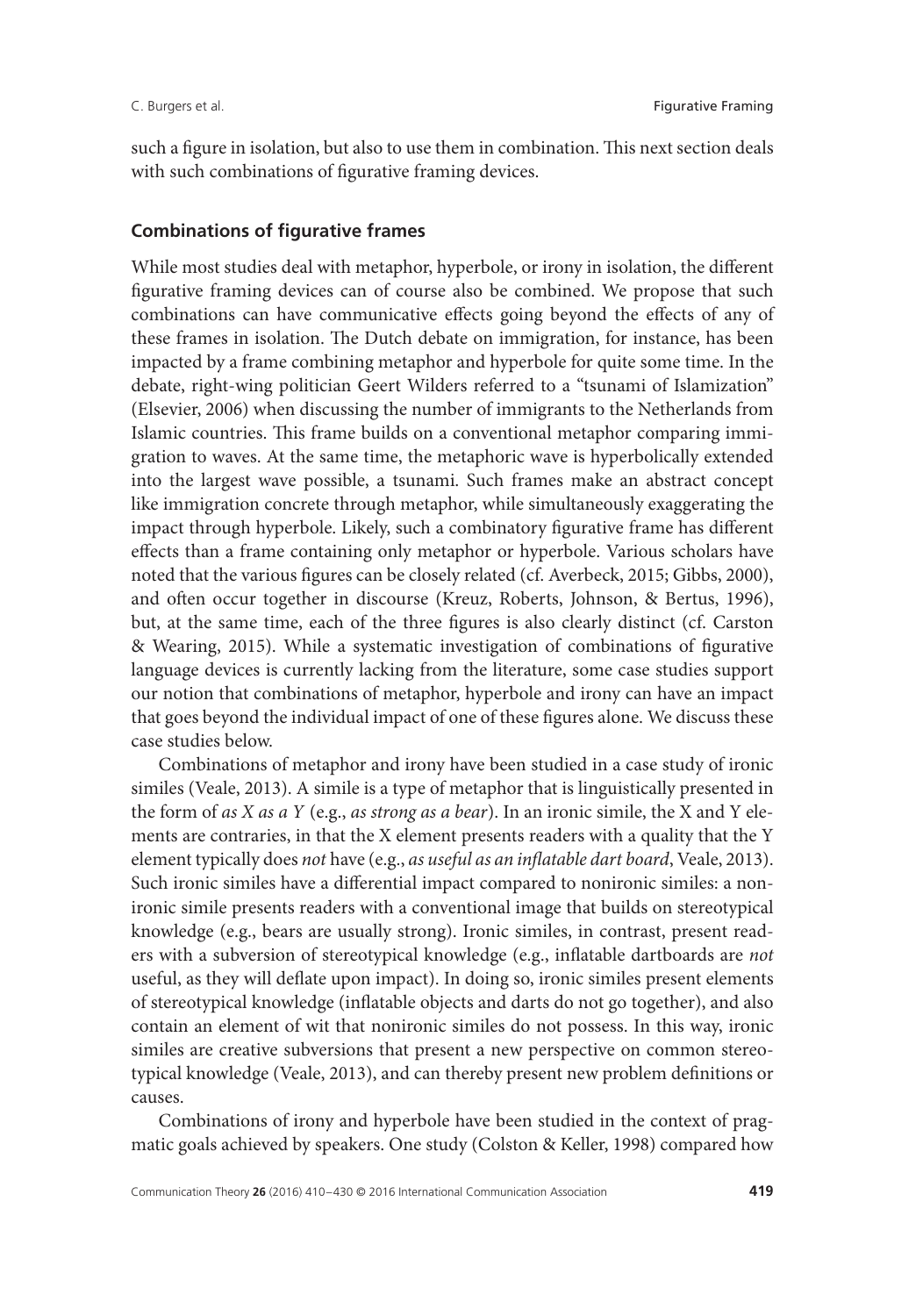such a figure in isolation, but also to use them in combination. This next section deals with such combinations of figurative framing devices.

### Combinations of figurative frames

While most studies deal with metaphor, hyperbole, or irony in isolation, the different figurative framing devices can of course also be combined. We propose that such combinations can have communicative effects going beyond the effects of any of these frames in isolation. The Dutch debate on immigration, for instance, has been impacted by a frame combining metaphor and hyperbole for quite some time. In the debate, right-wing politician Geert Wilders referred to a "tsunami of Islamization" (Elsevier, 2006) when discussing the number of immigrants to the Netherlands from Islamic countries. This frame builds on a conventional metaphor comparing immigration to waves. At the same time, the metaphoric wave is hyperbolically extended into the largest wave possible, a tsunami. Such frames make an abstract concept like immigration concrete through metaphor, while simultaneously exaggerating the impact through hyperbole. Likely, such a combinatory figurative frame has different effects than a frame containing only metaphor or hyperbole. Various scholars have noted that the various figures can be closely related (cf. Averbeck, 2015; Gibbs, 2000), and often occur together in discourse (Kreuz, Roberts, Johnson, & Bertus, 1996), but, at the same time, each of the three figures is also clearly distinct (cf. Carston & Wearing, 2015). While a systematic investigation of combinations of figurative language devices is currently lacking from the literature, some case studies support our notion that combinations of metaphor, hyperbole and irony can have an impact that goes beyond the individual impact of one of these figures alone. We discuss these case studies below.

Combinations of metaphor and irony have been studied in a case study of ironic similes (Veale, 2013). A simile is a type of metaphor that is linguistically presented in the form of *as X as a Y* (e.g., *as strong as a bear*). In an ironic simile, the X and Y elements are contraries, in that the X element presents readers with a quality that the Y element typically does *not* have (e.g., *as useful as an inflatable dart board*, Veale, 2013). Such ironic similes have a differential impact compared to nonironic similes: a nonironic simile presents readers with a conventional image that builds on stereotypical knowledge (e.g., bears are usually strong). Ironic similes, in contrast, present readers with a subversion of stereotypical knowledge (e.g., inflatable dartboards are *not* useful, as they will deflate upon impact). In doing so, ironic similes present elements of stereotypical knowledge (inflatable objects and darts do not go together), and also contain an element of wit that nonironic similes do not possess. In this way, ironic similes are creative subversions that present a new perspective on common stereotypical knowledge (Veale, 2013), and can thereby present new problem definitions or causes.

Combinations of irony and hyperbole have been studied in the context of pragmatic goals achieved by speakers. One study (Colston & Keller, 1998) compared how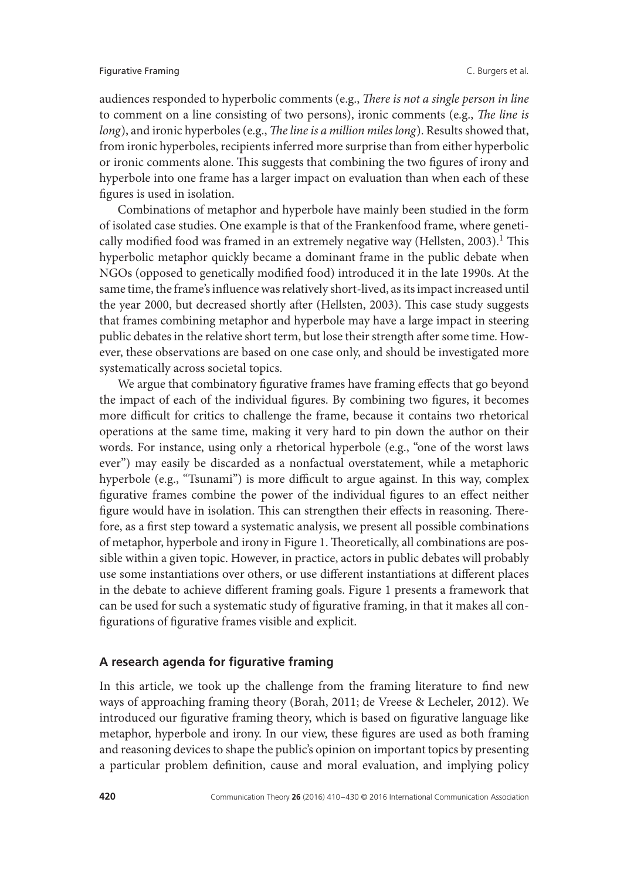audiences responded to hyperbolic comments (e.g., *There is not a single person in line* to comment on a line consisting of two persons), ironic comments (e.g., *The line is long*), and ironic hyperboles (e.g., *The line is a million miles long*). Results showed that, from ironic hyperboles, recipients inferred more surprise than from either hyperbolic or ironic comments alone. This suggests that combining the two figures of irony and hyperbole into one frame has a larger impact on evaluation than when each of these figures is used in isolation.

Combinations of metaphor and hyperbole have mainly been studied in the form of isolated case studies. One example is that of the Frankenfood frame, where genetically modified food was framed in an extremely negative way (Hellsten, 2003).[1] This hyperbolic metaphor quickly became a dominant frame in the public debate when NGOs (opposed to genetically modified food) introduced it in the late 1990s. At the same time, the frame's influence was relatively short-lived, as its impact increased until the year 2000, but decreased shortly after (Hellsten, 2003). This case study suggests that frames combining metaphor and hyperbole may have a large impact in steering public debates in the relative short term, but lose their strength after some time. However, these observations are based on one case only, and should be investigated more systematically across societal topics.

We argue that combinatory figurative frames have framing effects that go beyond the impact of each of the individual figures. By combining two figures, it becomes more difficult for critics to challenge the frame, because it contains two rhetorical operations at the same time, making it very hard to pin down the author on their words. For instance, using only a rhetorical hyperbole (e.g., "one of the worst laws ever") may easily be discarded as a nonfactual overstatement, while a metaphoric hyperbole (e.g., "Tsunami") is more difficult to argue against. In this way, complex figurative frames combine the power of the individual figures to an effect neither figure would have in isolation. This can strengthen their effects in reasoning. Therefore, as a first step toward a systematic analysis, we present all possible combinations of metaphor, hyperbole and irony in Figure 1. Theoretically, all combinations are possible within a given topic. However, in practice, actors in public debates will probably use some instantiations over others, or use different instantiations at different places in the debate to achieve different framing goals. Figure 1 presents a framework that can be used for such a systematic study of figurative framing, in that it makes all configurations of figurative frames visible and explicit.

## A research agenda for figurative framing

In this article, we took up the challenge from the framing literature to find new ways of approaching framing theory (Borah, 2011; de Vreese & Lecheler, 2012). We introduced our figurative framing theory, which is based on figurative language like metaphor, hyperbole and irony. In our view, these figures are used as both framing and reasoning devices to shape the public's opinion on important topics by presenting a particular problem definition, cause and moral evaluation, and implying policy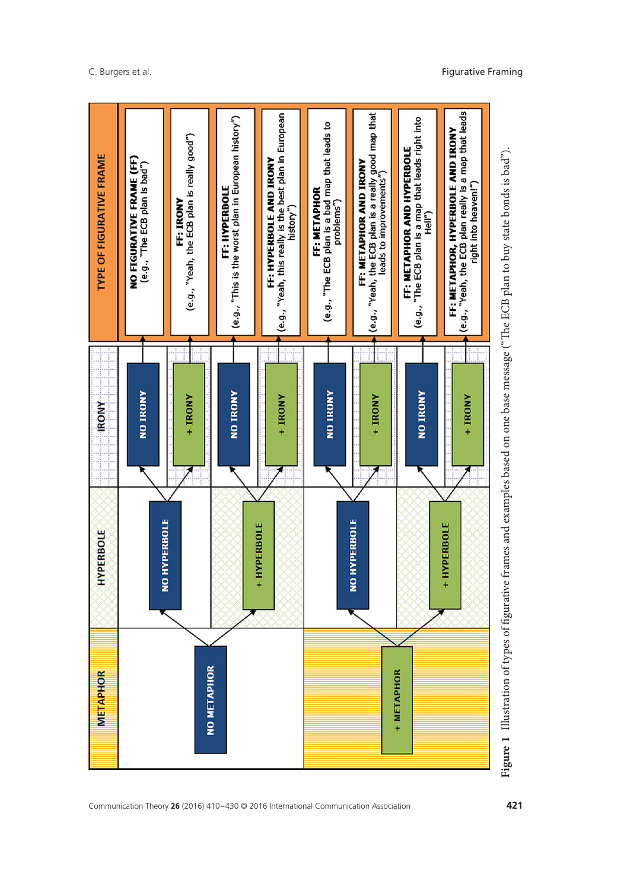| METAPHOR | HYPERBOLE | IRONY | TYPE OF FIGURATIVE FRAME |
|---|---|---|---|
| NO METAPHOR | NO HYPERBOLE | NO IRONY | **NO FIGURATIVE FRAME (FF)** (e.g., "The ECB plan is bad") |
| | | + IRONY | **FF: IRONY** (e.g., "Yeah, the ECB plan is really good") |
| | + HYPERBOLE | NO IRONY | **FF: HYPERBOLE** (e.g., "This is the worst plan in European history") |
| | | + IRONY | **FF: HYPERBOLE AND IRONY** (e.g., "Yeah, this really is the best plan in European history") |
| + METAPHOR | NO HYPERBOLE | NO IRONY | **FF: METAPHOR** (e.g., "The ECB plan is a bad map that leads to problems") |
| | | + IRONY | **FF: METAPHOR AND IRONY** (e.g., "Yeah, the ECB plan is a really good map that leads to improvements") |
| | + HYPERBOLE | NO IRONY | **FF: METAPHOR AND HYPERBOLE** (e.g., "The ECB plan is a map that leads right into Hell") |
| | | + IRONY | **FF: METAPHOR, HYPERBOLE AND IRONY** (e.g., "Yeah, the ECB plan really is a map that leads right into heaven!") |

**Figure 1** Illustration of types of figurative frames and examples based on one base message ("The ECB plan to buy state bonds is bad").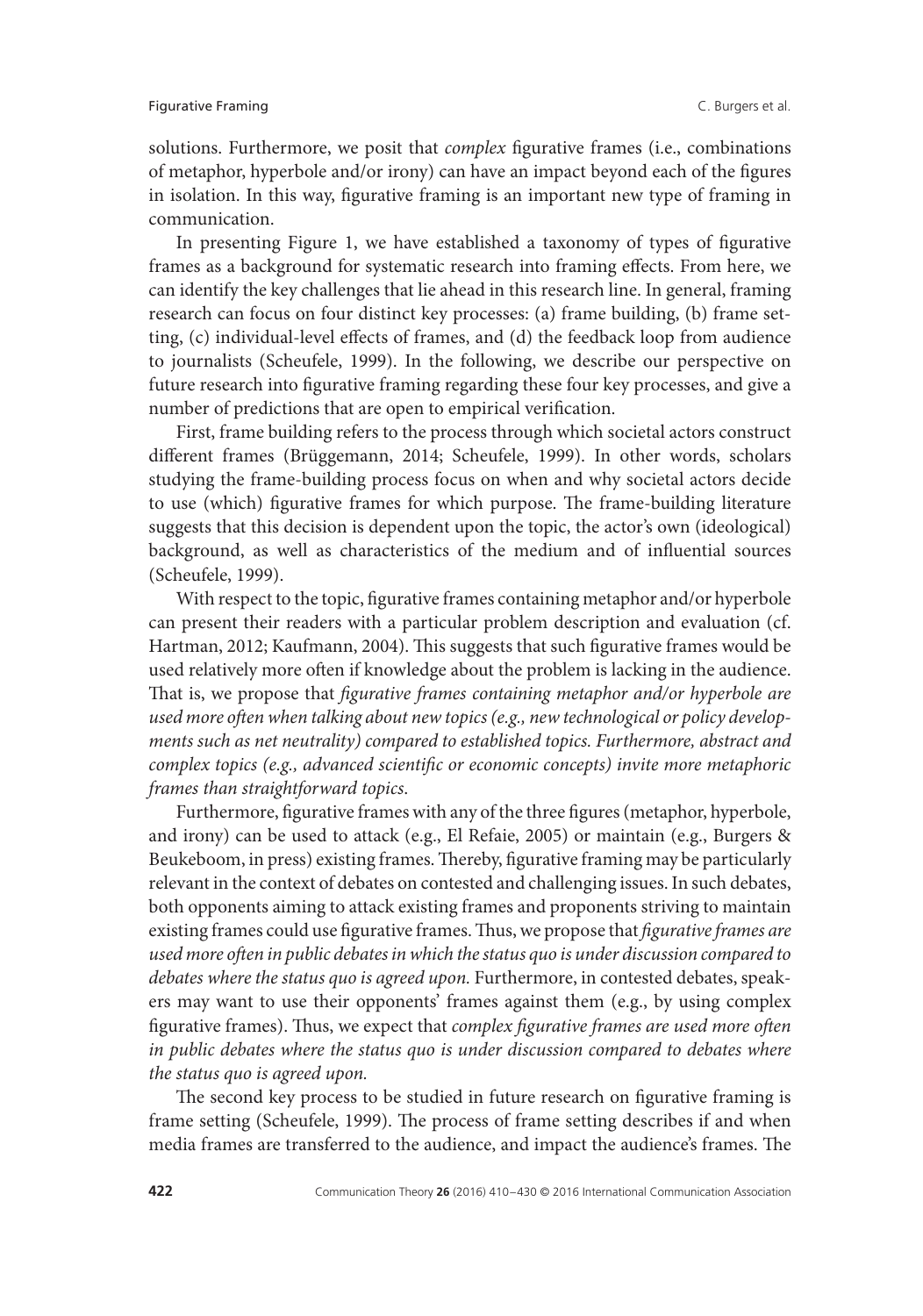solutions. Furthermore, we posit that *complex* figurative frames (i.e., combinations of metaphor, hyperbole and/or irony) can have an impact beyond each of the figures in isolation. In this way, figurative framing is an important new type of framing in communication.

In presenting Figure 1, we have established a taxonomy of types of figurative frames as a background for systematic research into framing effects. From here, we can identify the key challenges that lie ahead in this research line. In general, framing research can focus on four distinct key processes: (a) frame building, (b) frame setting, (c) individual-level effects of frames, and (d) the feedback loop from audience to journalists (Scheufele, 1999). In the following, we describe our perspective on future research into figurative framing regarding these four key processes, and give a number of predictions that are open to empirical verification.

First, frame building refers to the process through which societal actors construct different frames (Brüggemann, 2014; Scheufele, 1999). In other words, scholars studying the frame-building process focus on when and why societal actors decide to use (which) figurative frames for which purpose. The frame-building literature suggests that this decision is dependent upon the topic, the actor's own (ideological) background, as well as characteristics of the medium and of influential sources (Scheufele, 1999).

With respect to the topic, figurative frames containing metaphor and/or hyperbole can present their readers with a particular problem description and evaluation (cf. Hartman, 2012; Kaufmann, 2004). This suggests that such figurative frames would be used relatively more often if knowledge about the problem is lacking in the audience. That is, we propose that *figurative frames containing metaphor and/or hyperbole are used more often when talking about new topics (e.g., new technological or policy developments such as net neutrality) compared to established topics. Furthermore, abstract and complex topics (e.g., advanced scientific or economic concepts) invite more metaphoric frames than straightforward topics*.

Furthermore, figurative frames with any of the three figures (metaphor, hyperbole, and irony) can be used to attack (e.g., El Refaie, 2005) or maintain (e.g., Burgers & Beukeboom, in press) existing frames. Thereby, figurative framing may be particularly relevant in the context of debates on contested and challenging issues. In such debates, both opponents aiming to attack existing frames and proponents striving to maintain existing frames could use figurative frames. Thus, we propose that *figurative frames are used more often in public debates in which the status quo is under discussion compared to debates where the status quo is agreed upon.* Furthermore, in contested debates, speakers may want to use their opponents' frames against them (e.g., by using complex figurative frames). Thus, we expect that *complex figurative frames are used more often in public debates where the status quo is under discussion compared to debates where the status quo is agreed upon.*

The second key process to be studied in future research on figurative framing is frame setting (Scheufele, 1999). The process of frame setting describes if and when media frames are transferred to the audience, and impact the audience's frames. The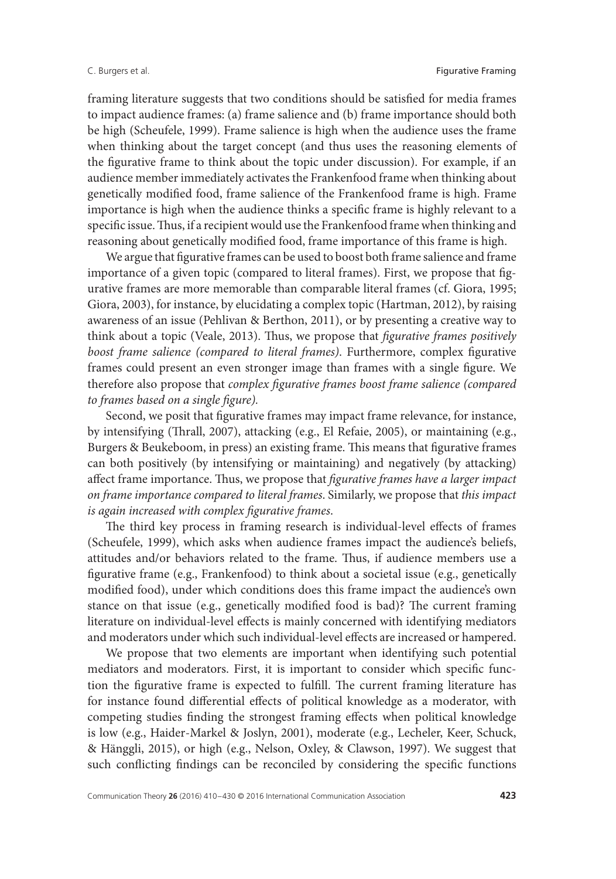framing literature suggests that two conditions should be satisfied for media frames to impact audience frames: (a) frame salience and (b) frame importance should both be high (Scheufele, 1999). Frame salience is high when the audience uses the frame when thinking about the target concept (and thus uses the reasoning elements of the figurative frame to think about the topic under discussion). For example, if an audience member immediately activates the Frankenfood frame when thinking about genetically modified food, frame salience of the Frankenfood frame is high. Frame importance is high when the audience thinks a specific frame is highly relevant to a specific issue. Thus, if a recipient would use the Frankenfood frame when thinking and reasoning about genetically modified food, frame importance of this frame is high.

We argue that figurative frames can be used to boost both frame salience and frame importance of a given topic (compared to literal frames). First, we propose that figurative frames are more memorable than comparable literal frames (cf. Giora, 1995; Giora, 2003), for instance, by elucidating a complex topic (Hartman, 2012), by raising awareness of an issue (Pehlivan & Berthon, 2011), or by presenting a creative way to think about a topic (Veale, 2013). Thus, we propose that *figurative frames positively boost frame salience (compared to literal frames)*. Furthermore, complex figurative frames could present an even stronger image than frames with a single figure. We therefore also propose that *complex figurative frames boost frame salience (compared to frames based on a single figure).*

Second, we posit that figurative frames may impact frame relevance, for instance, by intensifying (Thrall, 2007), attacking (e.g., El Refaie, 2005), or maintaining (e.g., Burgers & Beukeboom, in press) an existing frame. This means that figurative frames can both positively (by intensifying or maintaining) and negatively (by attacking) affect frame importance. Thus, we propose that *figurative frames have a larger impact on frame importance compared to literal frames*. Similarly, we propose that *this impact is again increased with complex figurative frames*.

The third key process in framing research is individual-level effects of frames (Scheufele, 1999), which asks when audience frames impact the audience's beliefs, attitudes and/or behaviors related to the frame. Thus, if audience members use a figurative frame (e.g., Frankenfood) to think about a societal issue (e.g., genetically modified food), under which conditions does this frame impact the audience's own stance on that issue (e.g., genetically modified food is bad)? The current framing literature on individual-level effects is mainly concerned with identifying mediators and moderators under which such individual-level effects are increased or hampered.

We propose that two elements are important when identifying such potential mediators and moderators. First, it is important to consider which specific function the figurative frame is expected to fulfill. The current framing literature has for instance found differential effects of political knowledge as a moderator, with competing studies finding the strongest framing effects when political knowledge is low (e.g., Haider-Markel & Joslyn, 2001), moderate (e.g., Lecheler, Keer, Schuck, & Hänggli, 2015), or high (e.g., Nelson, Oxley, & Clawson, 1997). We suggest that such conflicting findings can be reconciled by considering the specific functions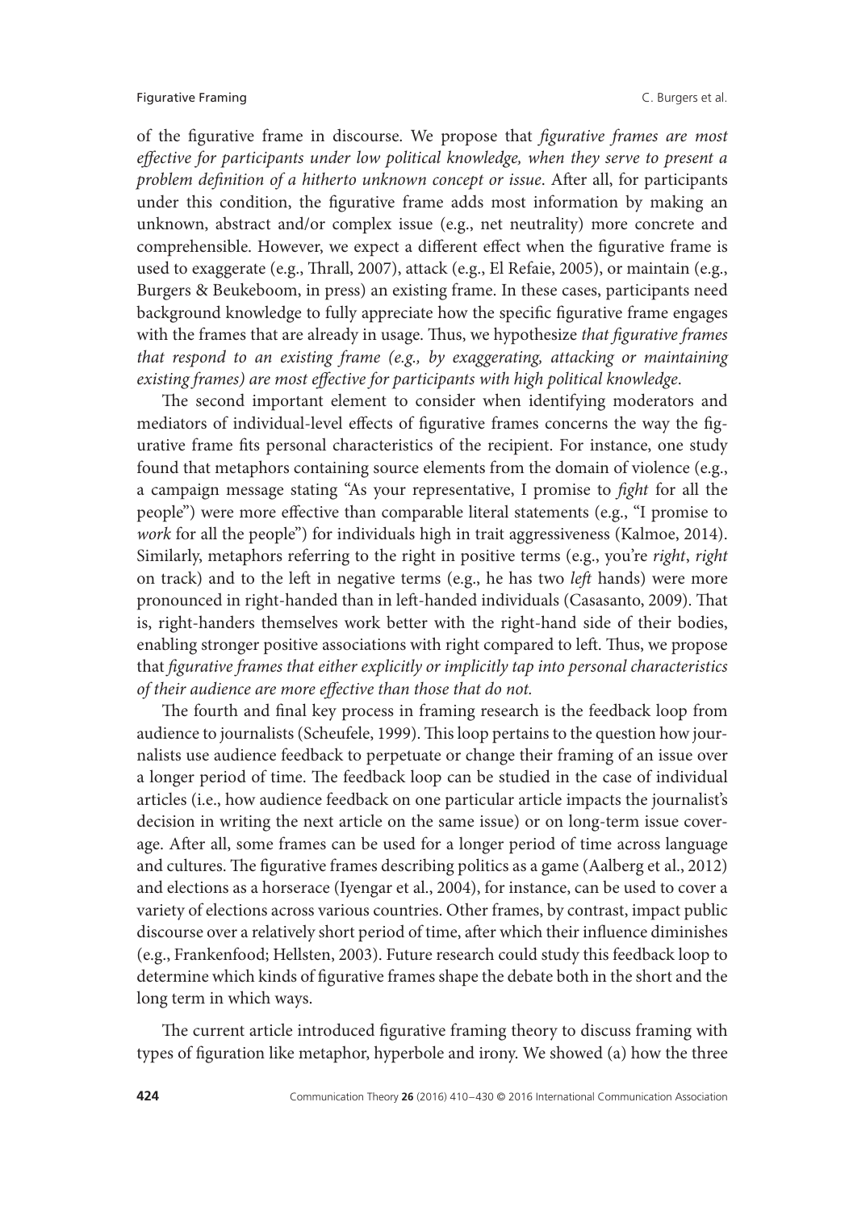of the figurative frame in discourse. We propose that *figurative frames are most effective for participants under low political knowledge, when they serve to present a problem definition of a hitherto unknown concept or issue*. After all, for participants under this condition, the figurative frame adds most information by making an unknown, abstract and/or complex issue (e.g., net neutrality) more concrete and comprehensible. However, we expect a different effect when the figurative frame is used to exaggerate (e.g., Thrall, 2007), attack (e.g., El Refaie, 2005), or maintain (e.g., Burgers & Beukeboom, in press) an existing frame. In these cases, participants need background knowledge to fully appreciate how the specific figurative frame engages with the frames that are already in usage. Thus, we hypothesize *that figurative frames that respond to an existing frame (e.g., by exaggerating, attacking or maintaining existing frames) are most effective for participants with high political knowledge*.

The second important element to consider when identifying moderators and mediators of individual-level effects of figurative frames concerns the way the figurative frame fits personal characteristics of the recipient. For instance, one study found that metaphors containing source elements from the domain of violence (e.g., a campaign message stating "As your representative, I promise to *fight* for all the people") were more effective than comparable literal statements (e.g., "I promise to *work* for all the people") for individuals high in trait aggressiveness (Kalmoe, 2014). Similarly, metaphors referring to the right in positive terms (e.g., you're *right*, *right* on track) and to the left in negative terms (e.g., he has two *left* hands) were more pronounced in right-handed than in left-handed individuals (Casasanto, 2009). That is, right-handers themselves work better with the right-hand side of their bodies, enabling stronger positive associations with right compared to left. Thus, we propose that *figurative frames that either explicitly or implicitly tap into personal characteristics of their audience are more effective than those that do not.*

The fourth and final key process in framing research is the feedback loop from audience to journalists (Scheufele, 1999). This loop pertains to the question how journalists use audience feedback to perpetuate or change their framing of an issue over a longer period of time. The feedback loop can be studied in the case of individual articles (i.e., how audience feedback on one particular article impacts the journalist's decision in writing the next article on the same issue) or on long-term issue coverage. After all, some frames can be used for a longer period of time across language and cultures. The figurative frames describing politics as a game (Aalberg et al., 2012) and elections as a horserace (Iyengar et al., 2004), for instance, can be used to cover a variety of elections across various countries. Other frames, by contrast, impact public discourse over a relatively short period of time, after which their influence diminishes (e.g., Frankenfood; Hellsten, 2003). Future research could study this feedback loop to determine which kinds of figurative frames shape the debate both in the short and the long term in which ways.

The current article introduced figurative framing theory to discuss framing with types of figuration like metaphor, hyperbole and irony. We showed (a) how the three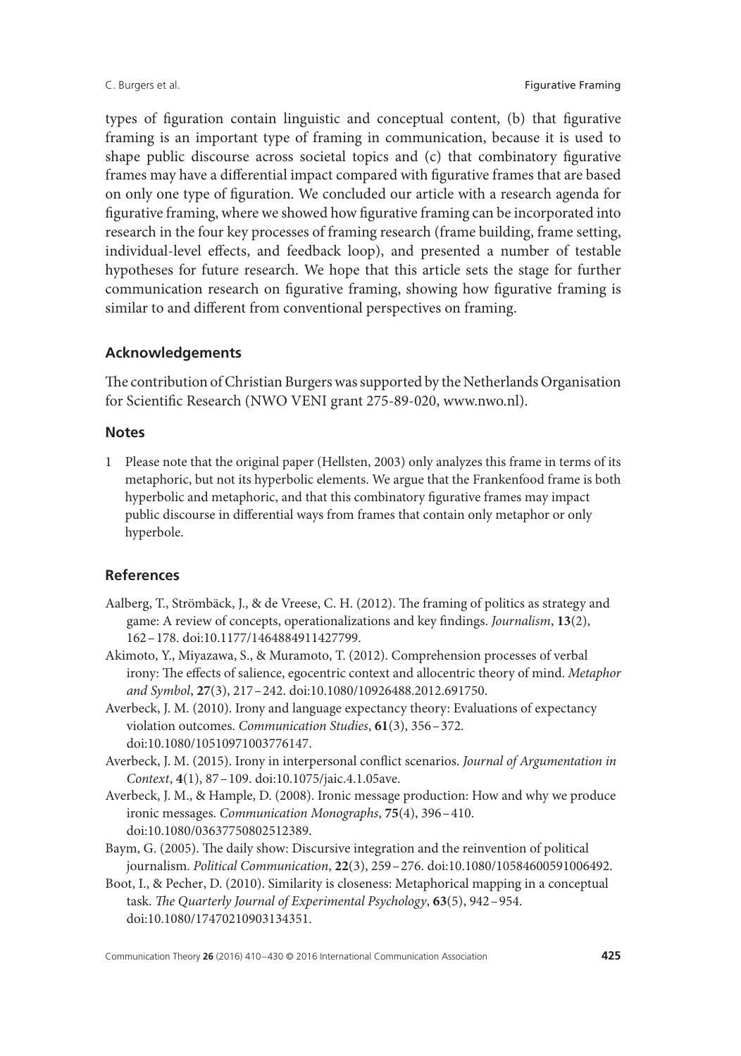types of figuration contain linguistic and conceptual content, (b) that figurative framing is an important type of framing in communication, because it is used to shape public discourse across societal topics and (c) that combinatory figurative frames may have a differential impact compared with figurative frames that are based on only one type of figuration. We concluded our article with a research agenda for figurative framing, where we showed how figurative framing can be incorporated into research in the four key processes of framing research (frame building, frame setting, individual-level effects, and feedback loop), and presented a number of testable hypotheses for future research. We hope that this article sets the stage for further communication research on figurative framing, showing how figurative framing is similar to and different from conventional perspectives on framing.

## Acknowledgements

The contribution of Christian Burgers was supported by the Netherlands Organisation for Scientific Research (NWO VENI grant 275-89-020, www.nwo.nl).

## Notes

1 Please note that the original paper (Hellsten, 2003) only analyzes this frame in terms of its metaphoric, but not its hyperbolic elements. We argue that the Frankenfood frame is both hyperbolic and metaphoric, and that this combinatory figurative frames may impact public discourse in differential ways from frames that contain only metaphor or only hyperbole.

## References

Aalberg, T., Strömbäck, J., & de Vreese, C. H. (2012). The framing of politics as strategy and game: A review of concepts, operationalizations and key findings. *Journalism*, **13**(2), 162–178. doi:10.1177/1464884911427799.

Akimoto, Y., Miyazawa, S., & Muramoto, T. (2012). Comprehension processes of verbal irony: The effects of salience, egocentric context and allocentric theory of mind. *Metaphor and Symbol*, **27**(3), 217–242. doi:10.1080/10926488.2012.691750.

Averbeck, J. M. (2010). Irony and language expectancy theory: Evaluations of expectancy violation outcomes. *Communication Studies*, **61**(3), 356–372. doi:10.1080/10510971003776147.

Averbeck, J. M. (2015). Irony in interpersonal conflict scenarios. *Journal of Argumentation in Context*, **4**(1), 87–109. doi:10.1075/jaic.4.1.05ave.

Averbeck, J. M., & Hample, D. (2008). Ironic message production: How and why we produce ironic messages. *Communication Monographs*, **75**(4), 396–410. doi:10.1080/03637750802512389.

Baym, G. (2005). The daily show: Discursive integration and the reinvention of political journalism. *Political Communication*, **22**(3), 259–276. doi:10.1080/10584600591006492.

Boot, I., & Pecher, D. (2010). Similarity is closeness: Metaphorical mapping in a conceptual task. *The Quarterly Journal of Experimental Psychology*, **63**(5), 942–954. doi:10.1080/17470210903134351.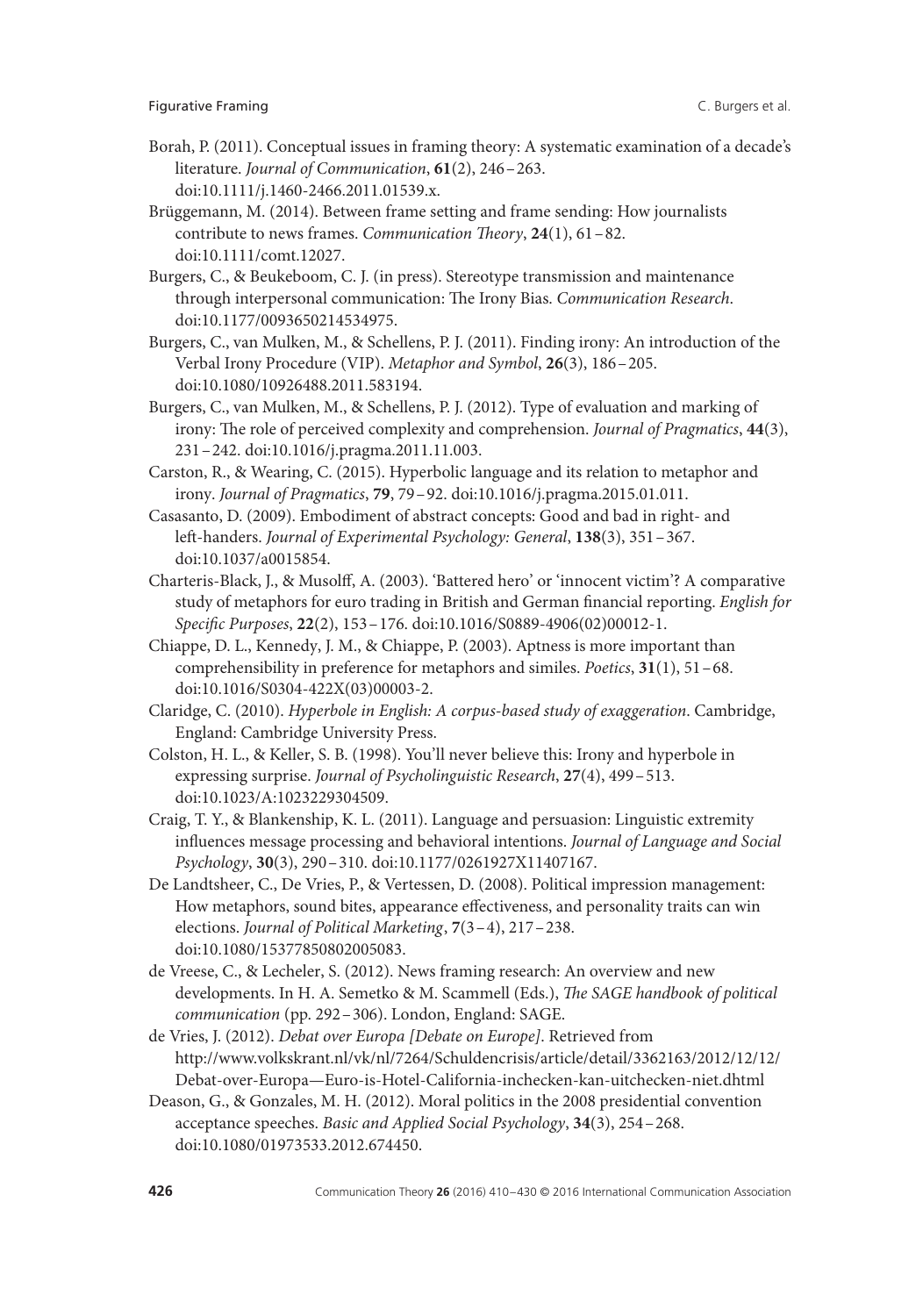Borah, P. (2011). Conceptual issues in framing theory: A systematic examination of a decade's literature. *Journal of Communication*, **61**(2), 246 – 263. doi:10.1111/j.1460-2466.2011.01539.x.

Brüggemann, M. (2014). Between frame setting and frame sending: How journalists contribute to news frames. *Communication Theory*, **24**(1), 61 – 82. doi:10.1111/comt.12027.

Burgers, C., & Beukeboom, C. J. (in press). Stereotype transmission and maintenance through interpersonal communication: The Irony Bias. *Communication Research*. doi:10.1177/0093650214534975.

Burgers, C., van Mulken, M., & Schellens, P. J. (2011). Finding irony: An introduction of the Verbal Irony Procedure (VIP). *Metaphor and Symbol*, **26**(3), 186 – 205. doi:10.1080/10926488.2011.583194.

Burgers, C., van Mulken, M., & Schellens, P. J. (2012). Type of evaluation and marking of irony: The role of perceived complexity and comprehension. *Journal of Pragmatics*, **44**(3), 231 – 242. doi:10.1016/j.pragma.2011.11.003.

Carston, R., & Wearing, C. (2015). Hyperbolic language and its relation to metaphor and irony. *Journal of Pragmatics*, **79**, 79 – 92. doi:10.1016/j.pragma.2015.01.011.

Casasanto, D. (2009). Embodiment of abstract concepts: Good and bad in right- and left-handers. *Journal of Experimental Psychology: General*, **138**(3), 351 – 367. doi:10.1037/a0015854.

Charteris-Black, J., & Musolff, A. (2003). 'Battered hero' or 'innocent victim'? A comparative study of metaphors for euro trading in British and German financial reporting. *English for Specific Purposes*, **22**(2), 153 – 176. doi:10.1016/S0889-4906(02)00012-1.

Chiappe, D. L., Kennedy, J. M., & Chiappe, P. (2003). Aptness is more important than comprehensibility in preference for metaphors and similes. *Poetics*, **31**(1), 51 – 68. doi:10.1016/S0304-422X(03)00003-2.

Claridge, C. (2010). *Hyperbole in English: A corpus-based study of exaggeration*. Cambridge, England: Cambridge University Press.

Colston, H. L., & Keller, S. B. (1998). You'll never believe this: Irony and hyperbole in expressing surprise. *Journal of Psycholinguistic Research*, **27**(4), 499 – 513. doi:10.1023/A:1023229304509.

Craig, T. Y., & Blankenship, K. L. (2011). Language and persuasion: Linguistic extremity influences message processing and behavioral intentions. *Journal of Language and Social Psychology*, **30**(3), 290 – 310. doi:10.1177/0261927X11407167.

De Landtsheer, C., De Vries, P., & Vertessen, D. (2008). Political impression management: How metaphors, sound bites, appearance effectiveness, and personality traits can win elections. *Journal of Political Marketing*, **7**(3 – 4), 217 – 238. doi:10.1080/15377850802005083.

de Vreese, C., & Lecheler, S. (2012). News framing research: An overview and new developments. In H. A. Semetko & M. Scammell (Eds.), *The SAGE handbook of political communication* (pp. 292 – 306). London, England: SAGE.

de Vries, J. (2012). *Debat over Europa [Debate on Europe]*. Retrieved from http://www.volkskrant.nl/vk/nl/7264/Schuldencrisis/article/detail/3362163/2012/12/12/Debat-over-Europa—Euro-is-Hotel-California-inchecken-kan-uitchecken-niet.dhtml

Deason, G., & Gonzales, M. H. (2012). Moral politics in the 2008 presidential convention acceptance speeches. *Basic and Applied Social Psychology*, **34**(3), 254 – 268. doi:10.1080/01973533.2012.674450.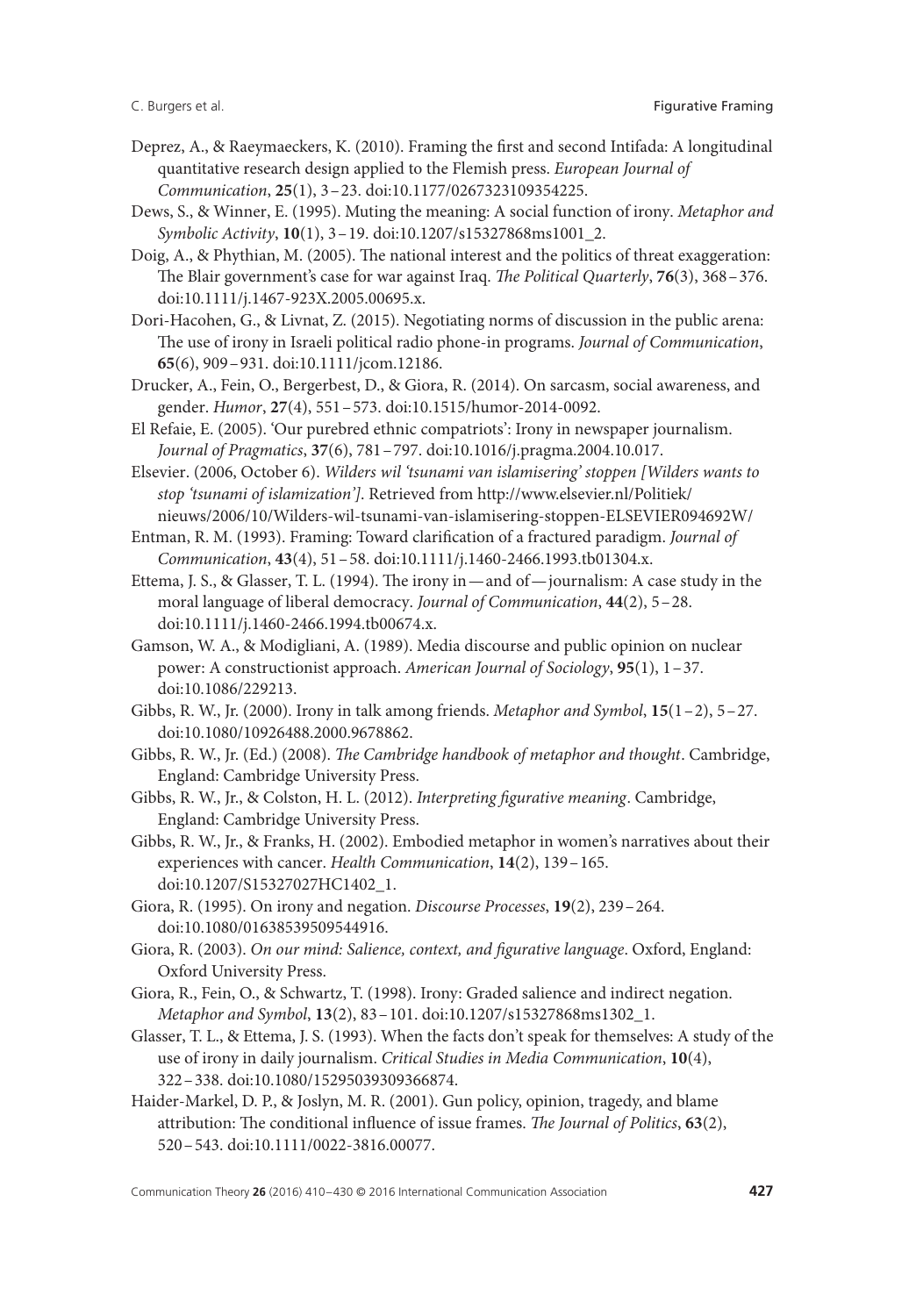Deprez, A., & Raeymaeckers, K. (2010). Framing the first and second Intifada: A longitudinal quantitative research design applied to the Flemish press. *European Journal of Communication*, **25**(1), 3 – 23. doi:10.1177/0267323109354225.

Dews, S., & Winner, E. (1995). Muting the meaning: A social function of irony. *Metaphor and Symbolic Activity*, **10**(1), 3 – 19. doi:10.1207/s15327868ms1001_2.

Doig, A., & Phythian, M. (2005). The national interest and the politics of threat exaggeration: The Blair government's case for war against Iraq. *The Political Quarterly*, **76**(3), 368 – 376. doi:10.1111/j.1467-923X.2005.00695.x.

Dori-Hacohen, G., & Livnat, Z. (2015). Negotiating norms of discussion in the public arena: The use of irony in Israeli political radio phone-in programs. *Journal of Communication*, **65**(6), 909 – 931. doi:10.1111/jcom.12186.

Drucker, A., Fein, O., Bergerbest, D., & Giora, R. (2014). On sarcasm, social awareness, and gender. *Humor*, **27**(4), 551 – 573. doi:10.1515/humor-2014-0092.

El Refaie, E. (2005). 'Our purebred ethnic compatriots': Irony in newspaper journalism. *Journal of Pragmatics*, **37**(6), 781 – 797. doi:10.1016/j.pragma.2004.10.017.

Elsevier. (2006, October 6). *Wilders wil 'tsunami van islamisering' stoppen [Wilders wants to stop 'tsunami of islamization']*. Retrieved from http://www.elsevier.nl/Politiek/nieuws/2006/10/Wilders-wil-tsunami-van-islamisering-stoppen-ELSEVIER094692W/

Entman, R. M. (1993). Framing: Toward clarification of a fractured paradigm. *Journal of Communication*, **43**(4), 51 – 58. doi:10.1111/j.1460-2466.1993.tb01304.x.

Ettema, J. S., & Glasser, T. L. (1994). The irony in — and of — journalism: A case study in the moral language of liberal democracy. *Journal of Communication*, **44**(2), 5 – 28. doi:10.1111/j.1460-2466.1994.tb00674.x.

Gamson, W. A., & Modigliani, A. (1989). Media discourse and public opinion on nuclear power: A constructionist approach. *American Journal of Sociology*, **95**(1), 1 – 37. doi:10.1086/229213.

Gibbs, R. W., Jr. (2000). Irony in talk among friends. *Metaphor and Symbol*, **15**(1 – 2), 5 – 27. doi:10.1080/10926488.2000.9678862.

Gibbs, R. W., Jr. (Ed.) (2008). *The Cambridge handbook of metaphor and thought*. Cambridge, England: Cambridge University Press.

Gibbs, R. W., Jr., & Colston, H. L. (2012). *Interpreting figurative meaning*. Cambridge, England: Cambridge University Press.

Gibbs, R. W., Jr., & Franks, H. (2002). Embodied metaphor in women's narratives about their experiences with cancer. *Health Communication*, **14**(2), 139 – 165. doi:10.1207/S15327027HC1402_1.

Giora, R. (1995). On irony and negation. *Discourse Processes*, **19**(2), 239 – 264. doi:10.1080/01638539509544916.

Giora, R. (2003). *On our mind: Salience, context, and figurative language*. Oxford, England: Oxford University Press.

Giora, R., Fein, O., & Schwartz, T. (1998). Irony: Graded salience and indirect negation. *Metaphor and Symbol*, **13**(2), 83 – 101. doi:10.1207/s15327868ms1302_1.

Glasser, T. L., & Ettema, J. S. (1993). When the facts don't speak for themselves: A study of the use of irony in daily journalism. *Critical Studies in Media Communication*, **10**(4), 322 – 338. doi:10.1080/15295039309366874.

Haider-Markel, D. P., & Joslyn, M. R. (2001). Gun policy, opinion, tragedy, and blame attribution: The conditional influence of issue frames. *The Journal of Politics*, **63**(2), 520 – 543. doi:10.1111/0022-3816.00077.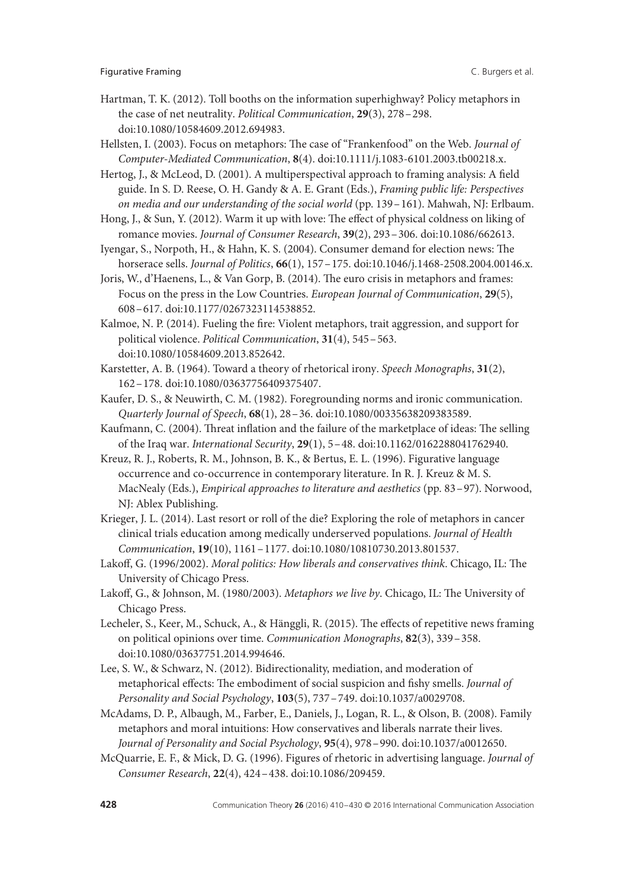Hartman, T. K. (2012). Toll booths on the information superhighway? Policy metaphors in the case of net neutrality. *Political Communication*, **29**(3), 278 – 298. doi:10.1080/10584609.2012.694983.

Hellsten, I. (2003). Focus on metaphors: The case of "Frankenfood" on the Web. *Journal of Computer-Mediated Communication*, **8**(4). doi:10.1111/j.1083-6101.2003.tb00218.x.

Hertog, J., & McLeod, D. (2001). A multiperspectival approach to framing analysis: A field guide. In S. D. Reese, O. H. Gandy & A. E. Grant (Eds.), *Framing public life: Perspectives on media and our understanding of the social world* (pp. 139 – 161). Mahwah, NJ: Erlbaum.

Hong, J., & Sun, Y. (2012). Warm it up with love: The effect of physical coldness on liking of romance movies. *Journal of Consumer Research*, **39**(2), 293 – 306. doi:10.1086/662613.

Iyengar, S., Norpoth, H., & Hahn, K. S. (2004). Consumer demand for election news: The horserace sells. *Journal of Politics*, **66**(1), 157 – 175. doi:10.1046/j.1468-2508.2004.00146.x.

Joris, W., d'Haenens, L., & Van Gorp, B. (2014). The euro crisis in metaphors and frames: Focus on the press in the Low Countries. *European Journal of Communication*, **29**(5), 608 – 617. doi:10.1177/0267323114538852.

Kalmoe, N. P. (2014). Fueling the fire: Violent metaphors, trait aggression, and support for political violence. *Political Communication*, **31**(4), 545 – 563. doi:10.1080/10584609.2013.852642.

Karstetter, A. B. (1964). Toward a theory of rhetorical irony. *Speech Monographs*, **31**(2), 162 – 178. doi:10.1080/03637756409375407.

Kaufer, D. S., & Neuwirth, C. M. (1982). Foregrounding norms and ironic communication. *Quarterly Journal of Speech*, **68**(1), 28 – 36. doi:10.1080/00335638209383589.

Kaufmann, C. (2004). Threat inflation and the failure of the marketplace of ideas: The selling of the Iraq war. *International Security*, **29**(1), 5 – 48. doi:10.1162/0162288041762940.

Kreuz, R. J., Roberts, R. M., Johnson, B. K., & Bertus, E. L. (1996). Figurative language occurrence and co-occurrence in contemporary literature. In R. J. Kreuz & M. S. MacNealy (Eds.), *Empirical approaches to literature and aesthetics* (pp. 83 – 97). Norwood, NJ: Ablex Publishing.

Krieger, J. L. (2014). Last resort or roll of the die? Exploring the role of metaphors in cancer clinical trials education among medically underserved populations. *Journal of Health Communication*, **19**(10), 1161 – 1177. doi:10.1080/10810730.2013.801537.

Lakoff, G. (1996/2002). *Moral politics: How liberals and conservatives think*. Chicago, IL: The University of Chicago Press.

Lakoff, G., & Johnson, M. (1980/2003). *Metaphors we live by*. Chicago, IL: The University of Chicago Press.

Lecheler, S., Keer, M., Schuck, A., & Hänggli, R. (2015). The effects of repetitive news framing on political opinions over time. *Communication Monographs*, **82**(3), 339 – 358. doi:10.1080/03637751.2014.994646.

Lee, S. W., & Schwarz, N. (2012). Bidirectionality, mediation, and moderation of metaphorical effects: The embodiment of social suspicion and fishy smells. *Journal of Personality and Social Psychology*, **103**(5), 737 – 749. doi:10.1037/a0029708.

McAdams, D. P., Albaugh, M., Farber, E., Daniels, J., Logan, R. L., & Olson, B. (2008). Family metaphors and moral intuitions: How conservatives and liberals narrate their lives. *Journal of Personality and Social Psychology*, **95**(4), 978 – 990. doi:10.1037/a0012650.

McQuarrie, E. F., & Mick, D. G. (1996). Figures of rhetoric in advertising language. *Journal of Consumer Research*, **22**(4), 424 – 438. doi:10.1086/209459.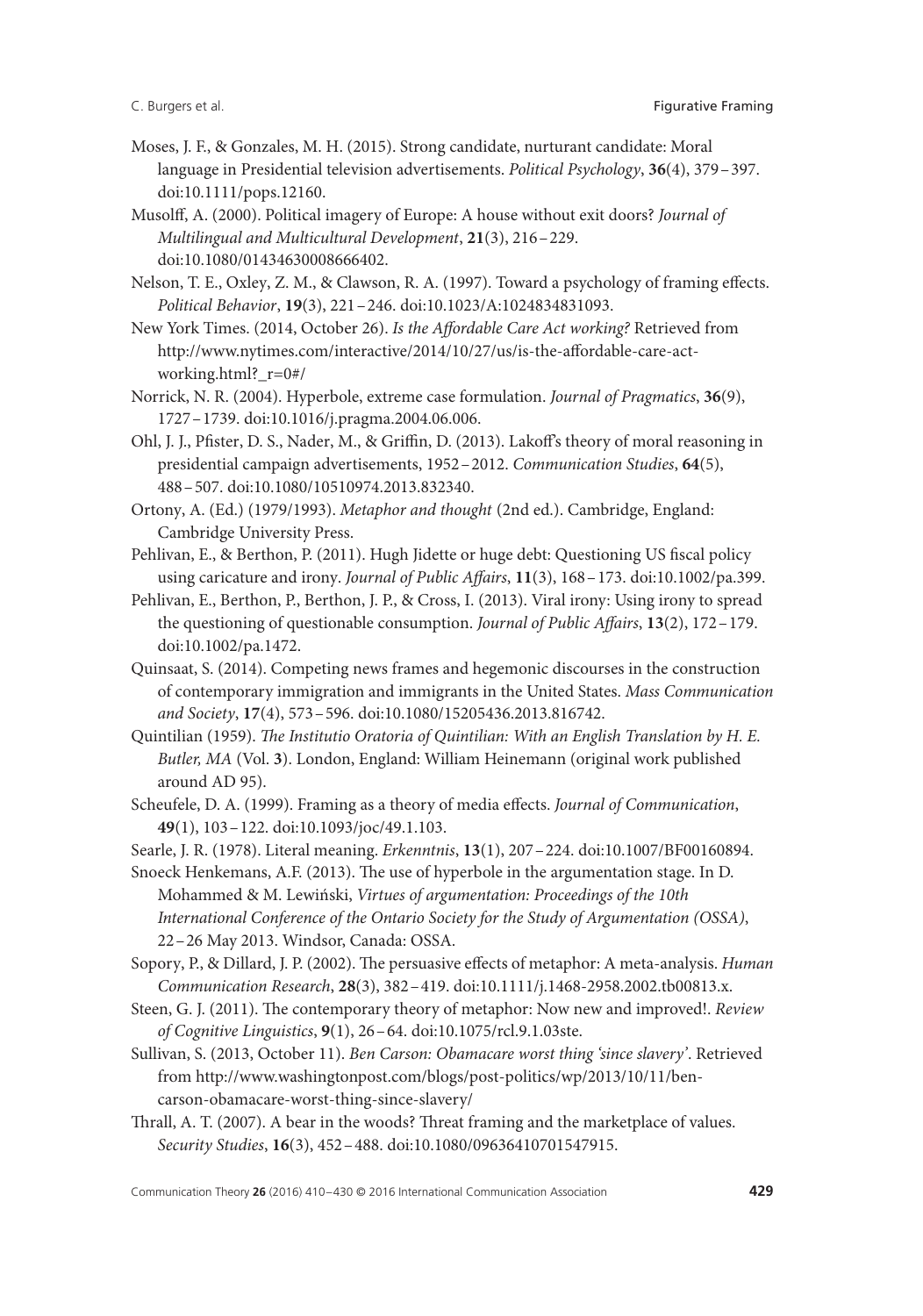Moses, J. F., & Gonzales, M. H. (2015). Strong candidate, nurturant candidate: Moral language in Presidential television advertisements. *Political Psychology*, **36**(4), 379 – 397. doi:10.1111/pops.12160.

Musolff, A. (2000). Political imagery of Europe: A house without exit doors? *Journal of Multilingual and Multicultural Development*, **21**(3), 216 – 229. doi:10.1080/01434630008666402.

Nelson, T. E., Oxley, Z. M., & Clawson, R. A. (1997). Toward a psychology of framing effects. *Political Behavior*, **19**(3), 221 – 246. doi:10.1023/A:1024834831093.

New York Times. (2014, October 26). *Is the Affordable Care Act working?* Retrieved from http://www.nytimes.com/interactive/2014/10/27/us/is-the-affordable-care-act-working.html?_r=0#/

Norrick, N. R. (2004). Hyperbole, extreme case formulation. *Journal of Pragmatics*, **36**(9), 1727 – 1739. doi:10.1016/j.pragma.2004.06.006.

Ohl, J. J., Pfister, D. S., Nader, M., & Griffin, D. (2013). Lakoff's theory of moral reasoning in presidential campaign advertisements, 1952 – 2012. *Communication Studies*, **64**(5), 488 – 507. doi:10.1080/10510974.2013.832340.

Ortony, A. (Ed.) (1979/1993). *Metaphor and thought* (2nd ed.). Cambridge, England: Cambridge University Press.

Pehlivan, E., & Berthon, P. (2011). Hugh Jidette or huge debt: Questioning US fiscal policy using caricature and irony. *Journal of Public Affairs*, **11**(3), 168 – 173. doi:10.1002/pa.399.

Pehlivan, E., Berthon, P., Berthon, J. P., & Cross, I. (2013). Viral irony: Using irony to spread the questioning of questionable consumption. *Journal of Public Affairs*, **13**(2), 172 – 179. doi:10.1002/pa.1472.

Quinsaat, S. (2014). Competing news frames and hegemonic discourses in the construction of contemporary immigration and immigrants in the United States. *Mass Communication and Society*, **17**(4), 573 – 596. doi:10.1080/15205436.2013.816742.

Quintilian (1959). *The Institutio Oratoria of Quintilian: With an English Translation by H. E. Butler, MA* (Vol. **3**). London, England: William Heinemann (original work published around AD 95).

Scheufele, D. A. (1999). Framing as a theory of media effects. *Journal of Communication*, **49**(1), 103 – 122. doi:10.1093/joc/49.1.103.

Searle, J. R. (1978). Literal meaning. *Erkenntnis*, **13**(1), 207 – 224. doi:10.1007/BF00160894.

Snoeck Henkemans, A.F. (2013). The use of hyperbole in the argumentation stage. In D. Mohammed & M. Lewiński, *Virtues of argumentation: Proceedings of the 10th International Conference of the Ontario Society for the Study of Argumentation (OSSA)*, 22 – 26 May 2013. Windsor, Canada: OSSA.

Sopory, P., & Dillard, J. P. (2002). The persuasive effects of metaphor: A meta-analysis. *Human Communication Research*, **28**(3), 382 – 419. doi:10.1111/j.1468-2958.2002.tb00813.x.

Steen, G. J. (2011). The contemporary theory of metaphor: Now new and improved!. *Review of Cognitive Linguistics*, **9**(1), 26 – 64. doi:10.1075/rcl.9.1.03ste.

Sullivan, S. (2013, October 11). *Ben Carson: Obamacare worst thing 'since slavery'*. Retrieved from http://www.washingtonpost.com/blogs/post-politics/wp/2013/10/11/ben-carson-obamacare-worst-thing-since-slavery/

Thrall, A. T. (2007). A bear in the woods? Threat framing and the marketplace of values. *Security Studies*, **16**(3), 452 – 488. doi:10.1080/09636410701547915.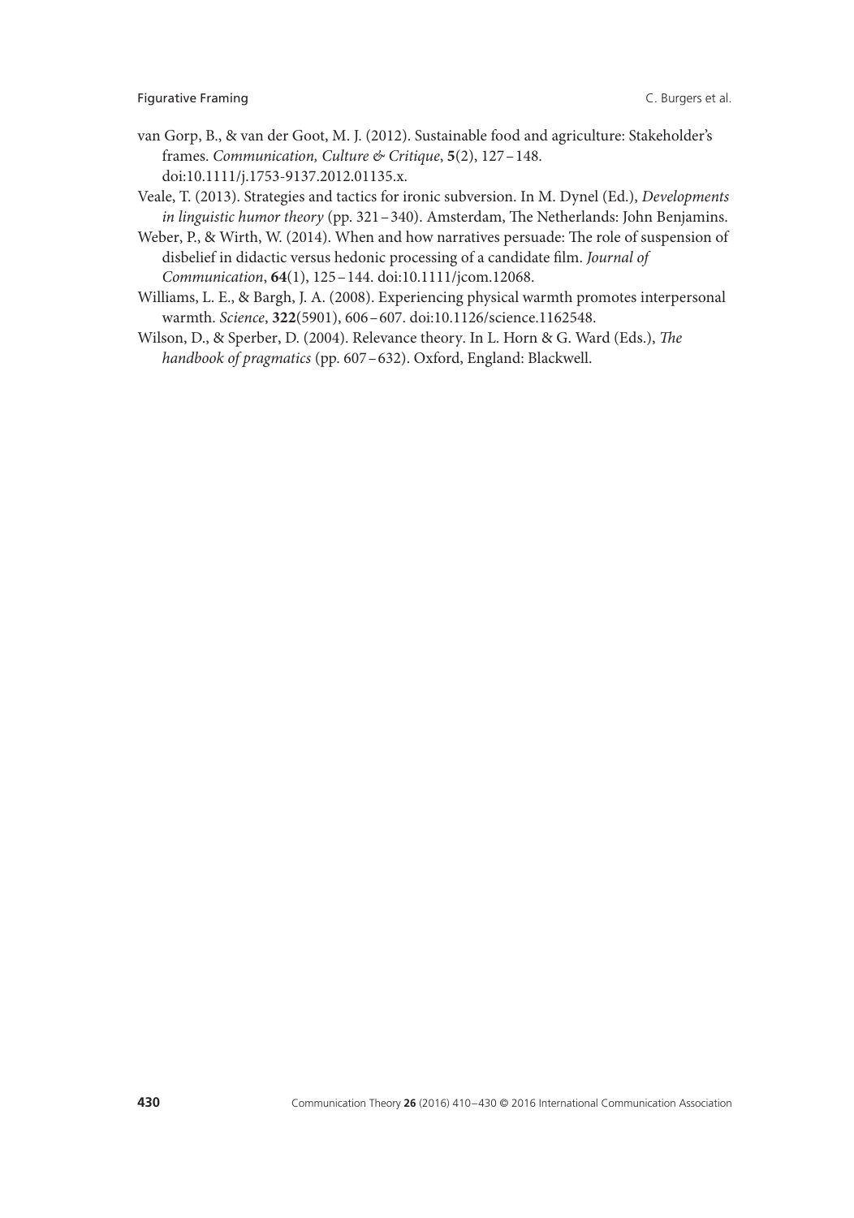van Gorp, B., & van der Goot, M. J. (2012). Sustainable food and agriculture: Stakeholder's frames. *Communication, Culture & Critique*, **5**(2), 127–148. doi:10.1111/j.1753-9137.2012.01135.x.

Veale, T. (2013). Strategies and tactics for ironic subversion. In M. Dynel (Ed.), *Developments in linguistic humor theory* (pp. 321–340). Amsterdam, The Netherlands: John Benjamins.

Weber, P., & Wirth, W. (2014). When and how narratives persuade: The role of suspension of disbelief in didactic versus hedonic processing of a candidate film. *Journal of Communication*, **64**(1), 125–144. doi:10.1111/jcom.12068.

Williams, L. E., & Bargh, J. A. (2008). Experiencing physical warmth promotes interpersonal warmth. *Science*, **322**(5901), 606–607. doi:10.1126/science.1162548.

Wilson, D., & Sperber, D. (2004). Relevance theory. In L. Horn & G. Ward (Eds.), *The handbook of pragmatics* (pp. 607–632). Oxford, England: Blackwell.